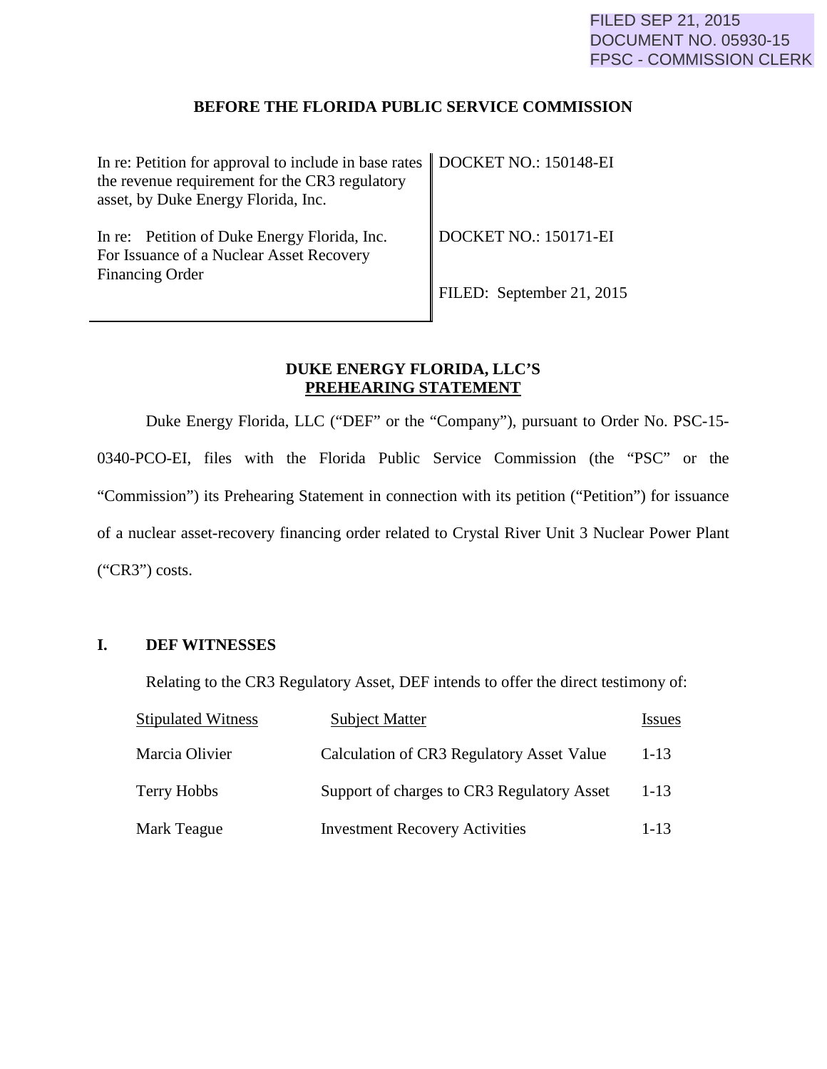FILED SEP 21, 2015
DOCUMENT NO. 05930-15
FPSC - COMMISSION CLERK

**BEFORE THE FLORIDA PUBLIC SERVICE COMMISSION**

| | |
|---|---|
| In re: Petition for approval to include in base rates the revenue requirement for the CR3 regulatory asset, by Duke Energy Florida, Inc. | DOCKET NO.: 150148-EI |
| In re: Petition of Duke Energy Florida, Inc. For Issuance of a Nuclear Asset Recovery Financing Order | DOCKET NO.: 150171-EI |
| | FILED: September 21, 2015 |

**DUKE ENERGY FLORIDA, LLC'S**
**PREHEARING STATEMENT**

Duke Energy Florida, LLC ("DEF" or the "Company"), pursuant to Order No. PSC-15-0340-PCO-EI, files with the Florida Public Service Commission (the "PSC" or the "Commission") its Prehearing Statement in connection with its petition ("Petition") for issuance of a nuclear asset-recovery financing order related to Crystal River Unit 3 Nuclear Power Plant ("CR3") costs.

## I. DEF WITNESSES

Relating to the CR3 Regulatory Asset, DEF intends to offer the direct testimony of:

| Stipulated Witness | Subject Matter | Issues |
|---|---|---|
| Marcia Olivier | Calculation of CR3 Regulatory Asset Value | 1-13 |
| Terry Hobbs | Support of charges to CR3 Regulatory Asset | 1-13 |
| Mark Teague | Investment Recovery Activities | 1-13 |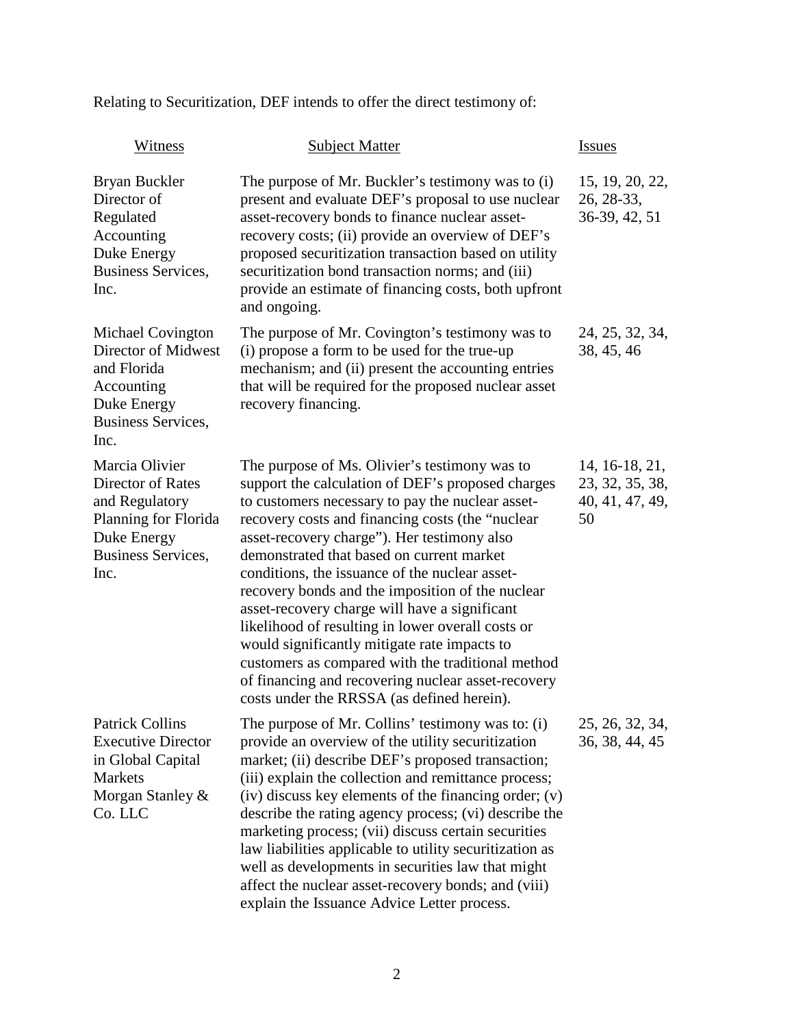Relating to Securitization, DEF intends to offer the direct testimony of:

| Witness | Subject Matter | Issues |
| --- | --- | --- |
| Bryan Buckler<br>Director of Regulated Accounting<br>Duke Energy Business Services, Inc. | The purpose of Mr. Buckler's testimony was to (i) present and evaluate DEF's proposal to use nuclear asset-recovery bonds to finance nuclear asset-recovery costs; (ii) provide an overview of DEF's proposed securitization transaction based on utility securitization bond transaction norms; and (iii) provide an estimate of financing costs, both upfront and ongoing. | 15, 19, 20, 22, 26, 28-33, 36-39, 42, 51 |
| Michael Covington<br>Director of Midwest and Florida Accounting<br>Duke Energy Business Services, Inc. | The purpose of Mr. Covington's testimony was to (i) propose a form to be used for the true-up mechanism; and (ii) present the accounting entries that will be required for the proposed nuclear asset recovery financing. | 24, 25, 32, 34, 38, 45, 46 |
| Marcia Olivier<br>Director of Rates and Regulatory Planning for Florida<br>Duke Energy Business Services, Inc. | The purpose of Ms. Olivier's testimony was to support the calculation of DEF's proposed charges to customers necessary to pay the nuclear asset-recovery costs and financing costs (the "nuclear asset-recovery charge"). Her testimony also demonstrated that based on current market conditions, the issuance of the nuclear asset-recovery bonds and the imposition of the nuclear asset-recovery charge will have a significant likelihood of resulting in lower overall costs or would significantly mitigate rate impacts to customers as compared with the traditional method of financing and recovering nuclear asset-recovery costs under the RRSSA (as defined herein). | 14, 16-18, 21, 23, 32, 35, 38, 40, 41, 47, 49, 50 |
| Patrick Collins<br>Executive Director in Global Capital Markets<br>Morgan Stanley & Co. LLC | The purpose of Mr. Collins' testimony was to: (i) provide an overview of the utility securitization market; (ii) describe DEF's proposed transaction; (iii) explain the collection and remittance process; (iv) discuss key elements of the financing order; (v) describe the rating agency process; (vi) describe the marketing process; (vii) discuss certain securities law liabilities applicable to utility securitization as well as developments in securities law that might affect the nuclear asset-recovery bonds; and (viii) explain the Issuance Advice Letter process. | 25, 26, 32, 34, 36, 38, 44, 45 |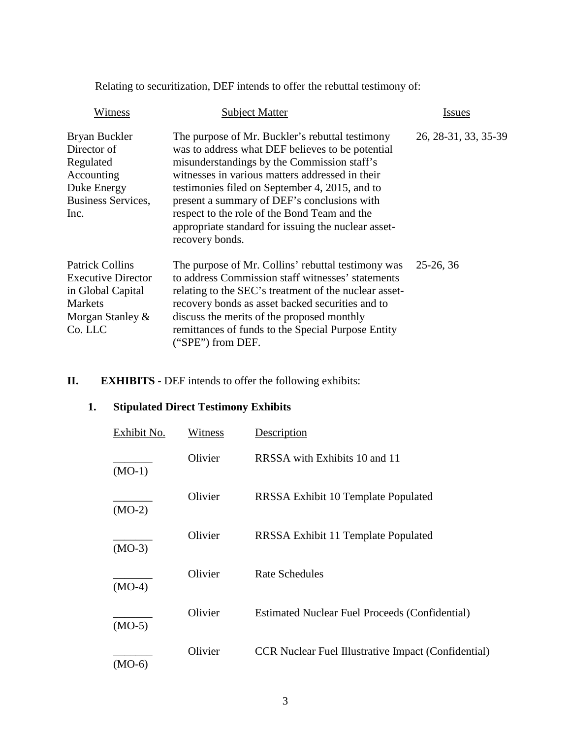Relating to securitization, DEF intends to offer the rebuttal testimony of:

| Witness | Subject Matter | Issues |
|---|---|---|
| Bryan Buckler<br>Director of Regulated Accounting<br>Duke Energy Business Services, Inc. | The purpose of Mr. Buckler's rebuttal testimony was to address what DEF believes to be potential misunderstandings by the Commission staff's witnesses in various matters addressed in their testimonies filed on September 4, 2015, and to present a summary of DEF's conclusions with respect to the role of the Bond Team and the appropriate standard for issuing the nuclear asset-recovery bonds. | 26, 28-31, 33, 35-39 |
| Patrick Collins<br>Executive Director in Global Capital Markets<br>Morgan Stanley & Co. LLC | The purpose of Mr. Collins' rebuttal testimony was to address Commission staff witnesses' statements relating to the SEC's treatment of the nuclear asset-recovery bonds as asset backed securities and to discuss the merits of the proposed monthly remittances of funds to the Special Purpose Entity ("SPE") from DEF. | 25-26, 36 |

## II. EXHIBITS - DEF intends to offer the following exhibits:

### 1. Stipulated Direct Testimony Exhibits

| Exhibit No. | Witness | Description |
|---|---|---|
| _______ (MO-1) | Olivier | RRSSA with Exhibits 10 and 11 |
| _______ (MO-2) | Olivier | RRSSA Exhibit 10 Template Populated |
| _______ (MO-3) | Olivier | RRSSA Exhibit 11 Template Populated |
| _______ (MO-4) | Olivier | Rate Schedules |
| _______ (MO-5) | Olivier | Estimated Nuclear Fuel Proceeds (Confidential) |
| _______ (MO-6) | Olivier | CCR Nuclear Fuel Illustrative Impact (Confidential) |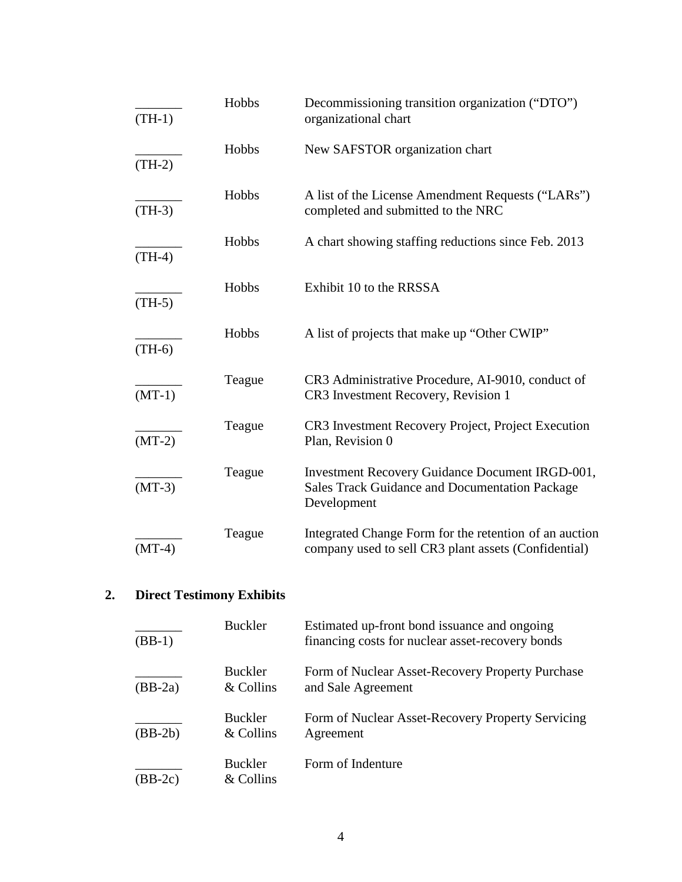| Exhibit | Witness | Description |
|---|---|---|
| _______ (TH-1) | Hobbs | Decommissioning transition organization ("DTO") organizational chart |
| _______ (TH-2) | Hobbs | New SAFSTOR organization chart |
| _______ (TH-3) | Hobbs | A list of the License Amendment Requests ("LARs") completed and submitted to the NRC |
| _______ (TH-4) | Hobbs | A chart showing staffing reductions since Feb. 2013 |
| _______ (TH-5) | Hobbs | Exhibit 10 to the RRSSA |
| _______ (TH-6) | Hobbs | A list of projects that make up "Other CWIP" |
| _______ (MT-1) | Teague | CR3 Administrative Procedure, AI-9010, conduct of CR3 Investment Recovery, Revision 1 |
| _______ (MT-2) | Teague | CR3 Investment Recovery Project, Project Execution Plan, Revision 0 |
| _______ (MT-3) | Teague | Investment Recovery Guidance Document IRGD-001, Sales Track Guidance and Documentation Package Development |
| _______ (MT-4) | Teague | Integrated Change Form for the retention of an auction company used to sell CR3 plant assets (Confidential) |

**2. Direct Testimony Exhibits**

| Exhibit | Witness | Description |
|---|---|---|
| _______ (BB-1) | Buckler | Estimated up-front bond issuance and ongoing financing costs for nuclear asset-recovery bonds |
| _______ (BB-2a) | Buckler & Collins | Form of Nuclear Asset-Recovery Property Purchase and Sale Agreement |
| _______ (BB-2b) | Buckler & Collins | Form of Nuclear Asset-Recovery Property Servicing Agreement |
| _______ (BB-2c) | Buckler & Collins | Form of Indenture |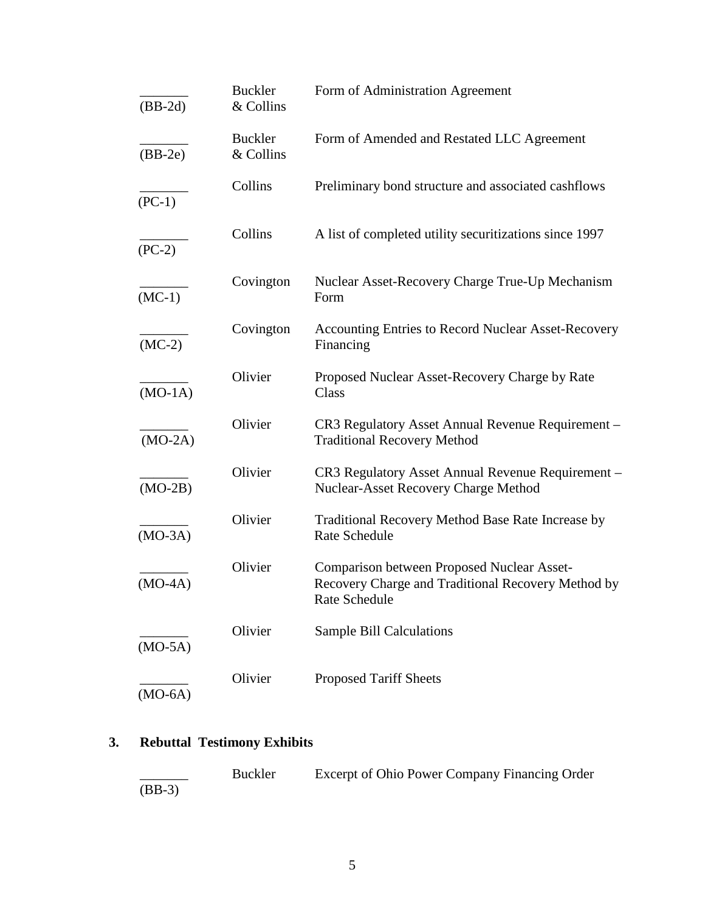| | | |
|---|---|---|
| _______ (BB-2d) | Buckler & Collins | Form of Administration Agreement |
| _______ (BB-2e) | Buckler & Collins | Form of Amended and Restated LLC Agreement |
| _______ (PC-1) | Collins | Preliminary bond structure and associated cashflows |
| _______ (PC-2) | Collins | A list of completed utility securitizations since 1997 |
| _______ (MC-1) | Covington | Nuclear Asset-Recovery Charge True-Up Mechanism Form |
| _______ (MC-2) | Covington | Accounting Entries to Record Nuclear Asset-Recovery Financing |
| _______ (MO-1A) | Olivier | Proposed Nuclear Asset-Recovery Charge by Rate Class |
| _______ (MO-2A) | Olivier | CR3 Regulatory Asset Annual Revenue Requirement – Traditional Recovery Method |
| _______ (MO-2B) | Olivier | CR3 Regulatory Asset Annual Revenue Requirement – Nuclear-Asset Recovery Charge Method |
| _______ (MO-3A) | Olivier | Traditional Recovery Method Base Rate Increase by Rate Schedule |
| _______ (MO-4A) | Olivier | Comparison between Proposed Nuclear Asset-Recovery Charge and Traditional Recovery Method by Rate Schedule |
| _______ (MO-5A) | Olivier | Sample Bill Calculations |
| _______ (MO-6A) | Olivier | Proposed Tariff Sheets |

### 3. Rebuttal Testimony Exhibits

| | | |
|---|---|---|
| _______ (BB-3) | Buckler | Excerpt of Ohio Power Company Financing Order |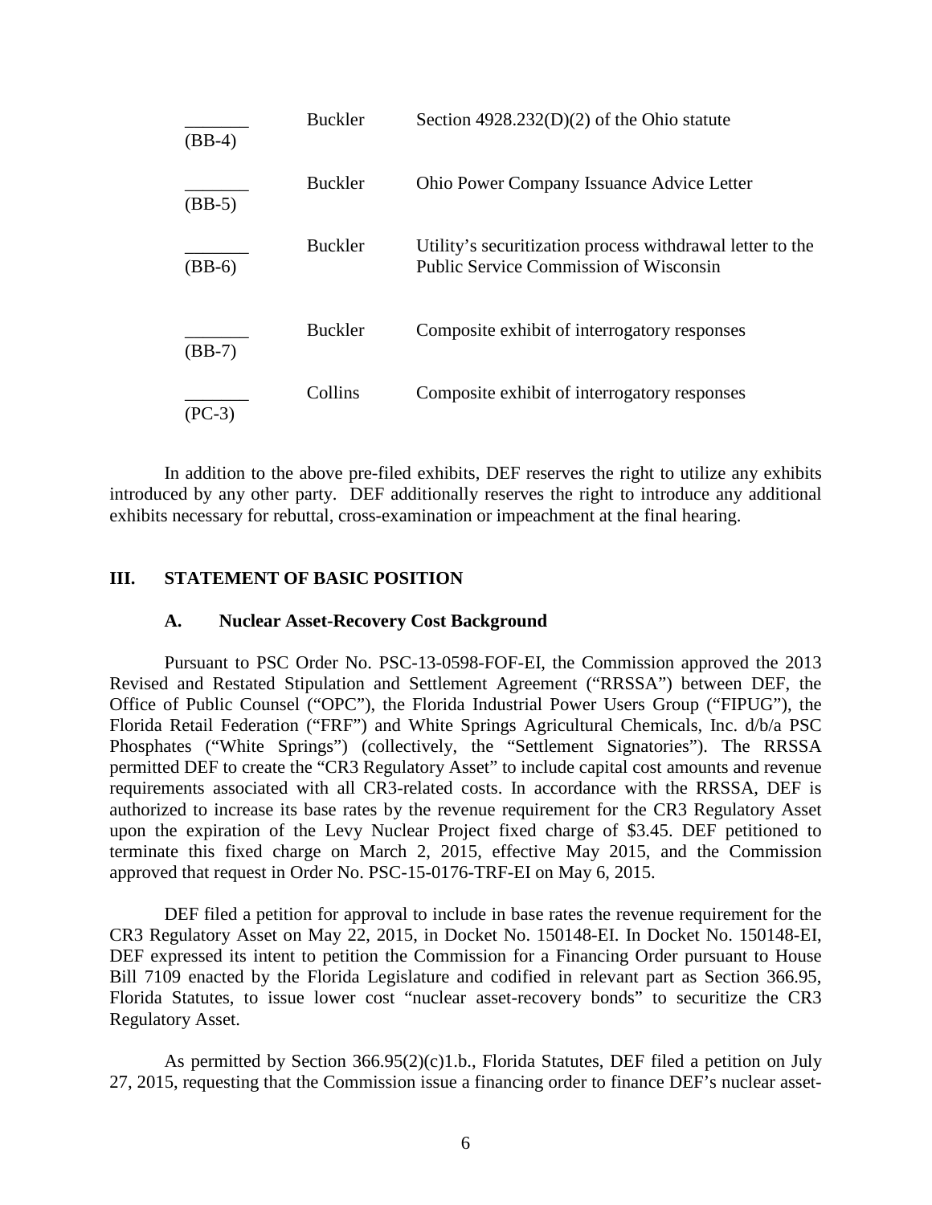| | | |
|---|---|---|
| _______ (BB-4) | Buckler | Section 4928.232(D)(2) of the Ohio statute |
| _______ (BB-5) | Buckler | Ohio Power Company Issuance Advice Letter |
| _______ (BB-6) | Buckler | Utility's securitization process withdrawal letter to the Public Service Commission of Wisconsin |
| _______ (BB-7) | Buckler | Composite exhibit of interrogatory responses |
| _______ (PC-3) | Collins | Composite exhibit of interrogatory responses |

In addition to the above pre-filed exhibits, DEF reserves the right to utilize any exhibits introduced by any other party. DEF additionally reserves the right to introduce any additional exhibits necessary for rebuttal, cross-examination or impeachment at the final hearing.

## III. STATEMENT OF BASIC POSITION

### A. Nuclear Asset-Recovery Cost Background

Pursuant to PSC Order No. PSC-13-0598-FOF-EI, the Commission approved the 2013 Revised and Restated Stipulation and Settlement Agreement ("RRSSA") between DEF, the Office of Public Counsel ("OPC"), the Florida Industrial Power Users Group ("FIPUG"), the Florida Retail Federation ("FRF") and White Springs Agricultural Chemicals, Inc. d/b/a PSC Phosphates ("White Springs") (collectively, the "Settlement Signatories"). The RRSSA permitted DEF to create the "CR3 Regulatory Asset" to include capital cost amounts and revenue requirements associated with all CR3-related costs. In accordance with the RRSSA, DEF is authorized to increase its base rates by the revenue requirement for the CR3 Regulatory Asset upon the expiration of the Levy Nuclear Project fixed charge of $3.45. DEF petitioned to terminate this fixed charge on March 2, 2015, effective May 2015, and the Commission approved that request in Order No. PSC-15-0176-TRF-EI on May 6, 2015.

DEF filed a petition for approval to include in base rates the revenue requirement for the CR3 Regulatory Asset on May 22, 2015, in Docket No. 150148-EI. In Docket No. 150148-EI, DEF expressed its intent to petition the Commission for a Financing Order pursuant to House Bill 7109 enacted by the Florida Legislature and codified in relevant part as Section 366.95, Florida Statutes, to issue lower cost "nuclear asset-recovery bonds" to securitize the CR3 Regulatory Asset.

As permitted by Section 366.95(2)(c)1.b., Florida Statutes, DEF filed a petition on July 27, 2015, requesting that the Commission issue a financing order to finance DEF's nuclear asset-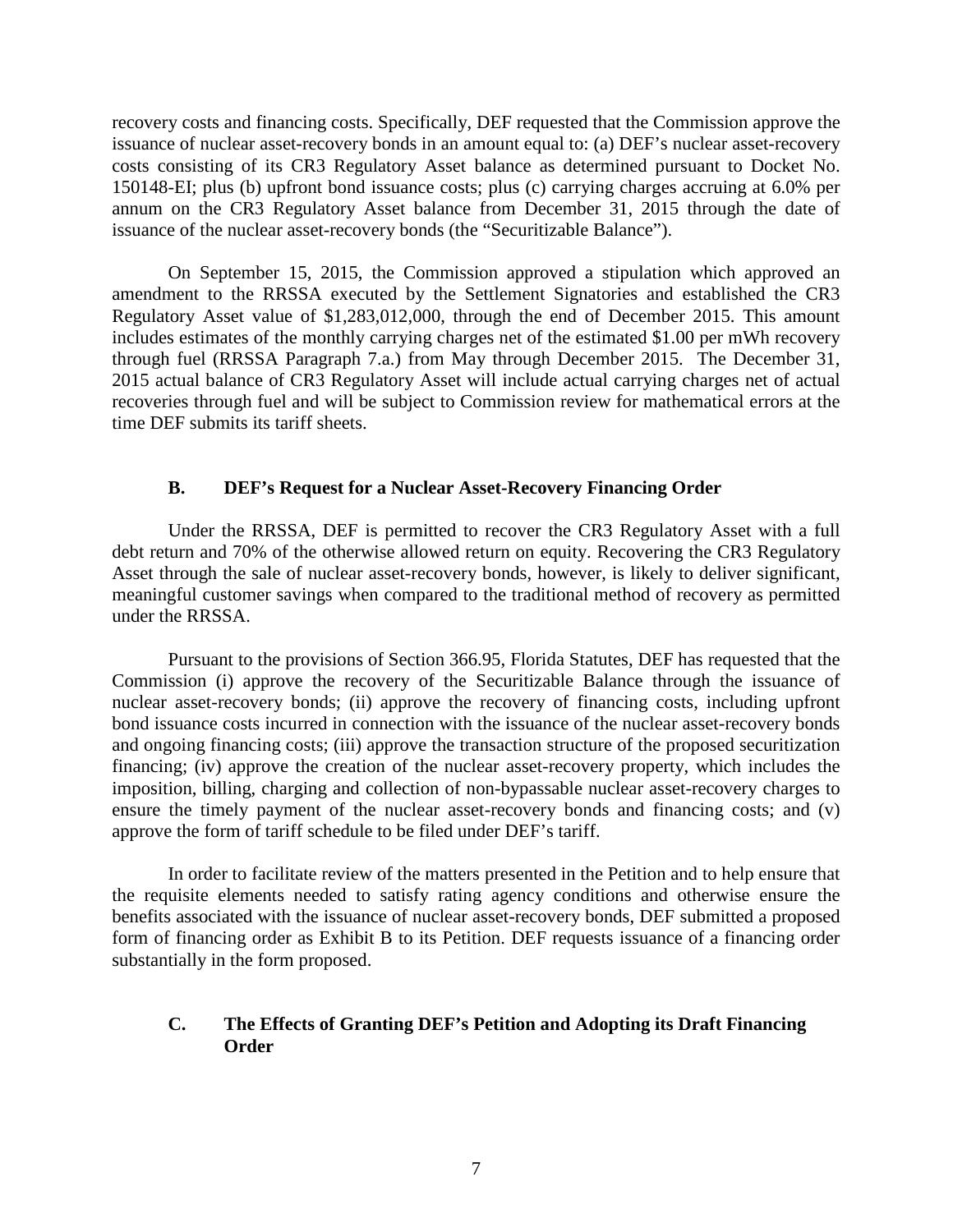recovery costs and financing costs. Specifically, DEF requested that the Commission approve the issuance of nuclear asset-recovery bonds in an amount equal to: (a) DEF's nuclear asset-recovery costs consisting of its CR3 Regulatory Asset balance as determined pursuant to Docket No. 150148-EI; plus (b) upfront bond issuance costs; plus (c) carrying charges accruing at 6.0% per annum on the CR3 Regulatory Asset balance from December 31, 2015 through the date of issuance of the nuclear asset-recovery bonds (the "Securitizable Balance").

On September 15, 2015, the Commission approved a stipulation which approved an amendment to the RRSSA executed by the Settlement Signatories and established the CR3 Regulatory Asset value of $1,283,012,000, through the end of December 2015. This amount includes estimates of the monthly carrying charges net of the estimated $1.00 per mWh recovery through fuel (RRSSA Paragraph 7.a.) from May through December 2015. The December 31, 2015 actual balance of CR3 Regulatory Asset will include actual carrying charges net of actual recoveries through fuel and will be subject to Commission review for mathematical errors at the time DEF submits its tariff sheets.

### B. DEF's Request for a Nuclear Asset-Recovery Financing Order

Under the RRSSA, DEF is permitted to recover the CR3 Regulatory Asset with a full debt return and 70% of the otherwise allowed return on equity. Recovering the CR3 Regulatory Asset through the sale of nuclear asset-recovery bonds, however, is likely to deliver significant, meaningful customer savings when compared to the traditional method of recovery as permitted under the RRSSA.

Pursuant to the provisions of Section 366.95, Florida Statutes, DEF has requested that the Commission (i) approve the recovery of the Securitizable Balance through the issuance of nuclear asset-recovery bonds; (ii) approve the recovery of financing costs, including upfront bond issuance costs incurred in connection with the issuance of the nuclear asset-recovery bonds and ongoing financing costs; (iii) approve the transaction structure of the proposed securitization financing; (iv) approve the creation of the nuclear asset-recovery property, which includes the imposition, billing, charging and collection of non-bypassable nuclear asset-recovery charges to ensure the timely payment of the nuclear asset-recovery bonds and financing costs; and (v) approve the form of tariff schedule to be filed under DEF's tariff.

In order to facilitate review of the matters presented in the Petition and to help ensure that the requisite elements needed to satisfy rating agency conditions and otherwise ensure the benefits associated with the issuance of nuclear asset-recovery bonds, DEF submitted a proposed form of financing order as Exhibit B to its Petition. DEF requests issuance of a financing order substantially in the form proposed.

### C. The Effects of Granting DEF's Petition and Adopting its Draft Financing Order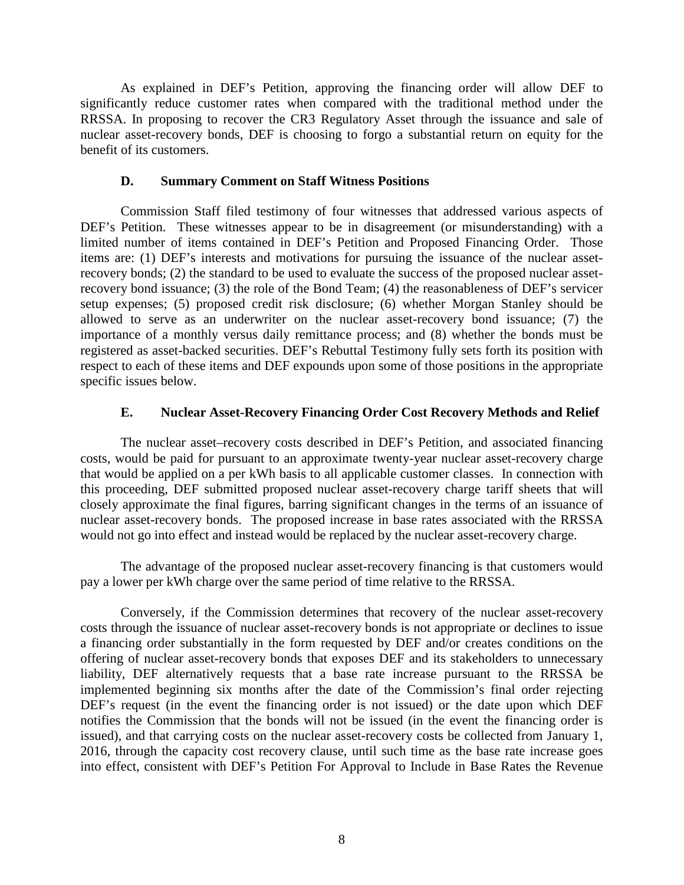As explained in DEF's Petition, approving the financing order will allow DEF to significantly reduce customer rates when compared with the traditional method under the RRSSA. In proposing to recover the CR3 Regulatory Asset through the issuance and sale of nuclear asset-recovery bonds, DEF is choosing to forgo a substantial return on equity for the benefit of its customers.

### D. Summary Comment on Staff Witness Positions

Commission Staff filed testimony of four witnesses that addressed various aspects of DEF's Petition. These witnesses appear to be in disagreement (or misunderstanding) with a limited number of items contained in DEF's Petition and Proposed Financing Order. Those items are: (1) DEF's interests and motivations for pursuing the issuance of the nuclear asset-recovery bonds; (2) the standard to be used to evaluate the success of the proposed nuclear asset-recovery bond issuance; (3) the role of the Bond Team; (4) the reasonableness of DEF's servicer setup expenses; (5) proposed credit risk disclosure; (6) whether Morgan Stanley should be allowed to serve as an underwriter on the nuclear asset-recovery bond issuance; (7) the importance of a monthly versus daily remittance process; and (8) whether the bonds must be registered as asset-backed securities. DEF's Rebuttal Testimony fully sets forth its position with respect to each of these items and DEF expounds upon some of those positions in the appropriate specific issues below.

### E. Nuclear Asset-Recovery Financing Order Cost Recovery Methods and Relief

The nuclear asset–recovery costs described in DEF's Petition, and associated financing costs, would be paid for pursuant to an approximate twenty-year nuclear asset-recovery charge that would be applied on a per kWh basis to all applicable customer classes. In connection with this proceeding, DEF submitted proposed nuclear asset-recovery charge tariff sheets that will closely approximate the final figures, barring significant changes in the terms of an issuance of nuclear asset-recovery bonds. The proposed increase in base rates associated with the RRSSA would not go into effect and instead would be replaced by the nuclear asset-recovery charge.

The advantage of the proposed nuclear asset-recovery financing is that customers would pay a lower per kWh charge over the same period of time relative to the RRSSA.

Conversely, if the Commission determines that recovery of the nuclear asset-recovery costs through the issuance of nuclear asset-recovery bonds is not appropriate or declines to issue a financing order substantially in the form requested by DEF and/or creates conditions on the offering of nuclear asset-recovery bonds that exposes DEF and its stakeholders to unnecessary liability, DEF alternatively requests that a base rate increase pursuant to the RRSSA be implemented beginning six months after the date of the Commission's final order rejecting DEF's request (in the event the financing order is not issued) or the date upon which DEF notifies the Commission that the bonds will not be issued (in the event the financing order is issued), and that carrying costs on the nuclear asset-recovery costs be collected from January 1, 2016, through the capacity cost recovery clause, until such time as the base rate increase goes into effect, consistent with DEF's Petition For Approval to Include in Base Rates the Revenue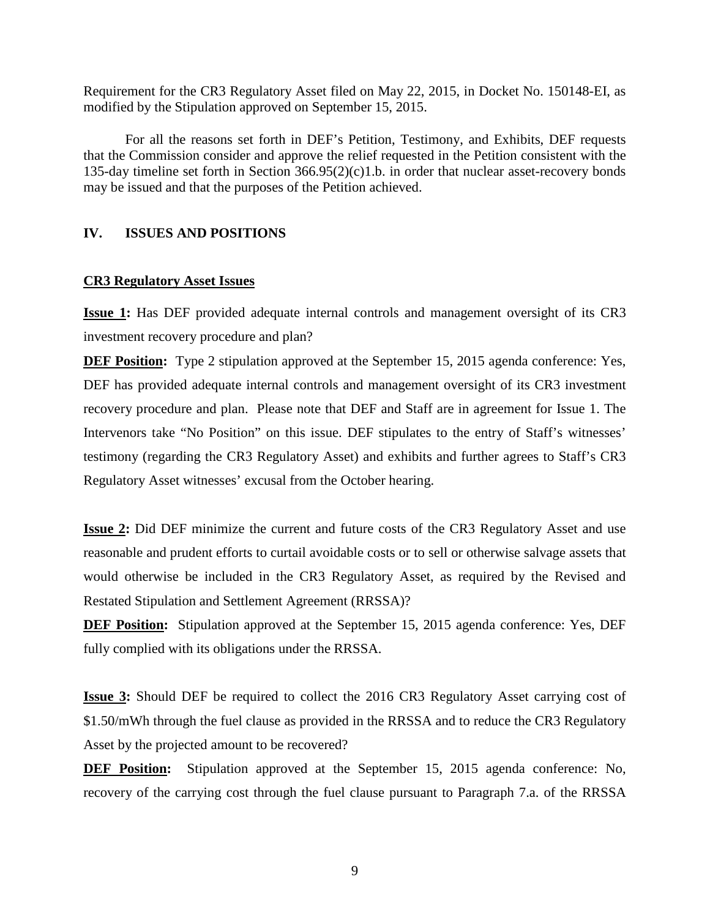Requirement for the CR3 Regulatory Asset filed on May 22, 2015, in Docket No. 150148-EI, as modified by the Stipulation approved on September 15, 2015.

For all the reasons set forth in DEF's Petition, Testimony, and Exhibits, DEF requests that the Commission consider and approve the relief requested in the Petition consistent with the 135-day timeline set forth in Section 366.95(2)(c)1.b. in order that nuclear asset-recovery bonds may be issued and that the purposes of the Petition achieved.

## IV. ISSUES AND POSITIONS

**CR3 Regulatory Asset Issues**

**Issue 1:** Has DEF provided adequate internal controls and management oversight of its CR3 investment recovery procedure and plan?

**DEF Position:** Type 2 stipulation approved at the September 15, 2015 agenda conference: Yes, DEF has provided adequate internal controls and management oversight of its CR3 investment recovery procedure and plan. Please note that DEF and Staff are in agreement for Issue 1. The Intervenors take "No Position" on this issue. DEF stipulates to the entry of Staff's witnesses' testimony (regarding the CR3 Regulatory Asset) and exhibits and further agrees to Staff's CR3 Regulatory Asset witnesses' excusal from the October hearing.

**Issue 2:** Did DEF minimize the current and future costs of the CR3 Regulatory Asset and use reasonable and prudent efforts to curtail avoidable costs or to sell or otherwise salvage assets that would otherwise be included in the CR3 Regulatory Asset, as required by the Revised and Restated Stipulation and Settlement Agreement (RRSSA)?

**DEF Position:** Stipulation approved at the September 15, 2015 agenda conference: Yes, DEF fully complied with its obligations under the RRSSA.

**Issue 3:** Should DEF be required to collect the 2016 CR3 Regulatory Asset carrying cost of \$1.50/mWh through the fuel clause as provided in the RRSSA and to reduce the CR3 Regulatory Asset by the projected amount to be recovered?

**DEF Position:** Stipulation approved at the September 15, 2015 agenda conference: No, recovery of the carrying cost through the fuel clause pursuant to Paragraph 7.a. of the RRSSA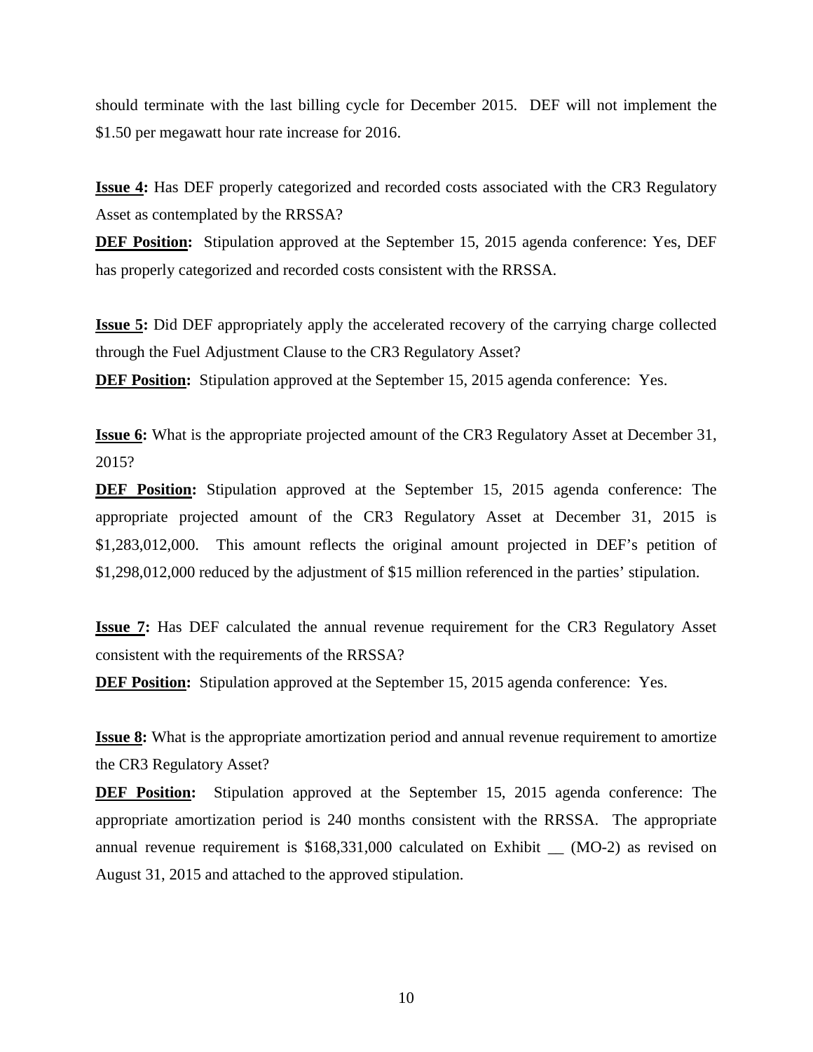should terminate with the last billing cycle for December 2015. DEF will not implement the $1.50 per megawatt hour rate increase for 2016.

**Issue 4:** Has DEF properly categorized and recorded costs associated with the CR3 Regulatory Asset as contemplated by the RRSSA?

**DEF Position:** Stipulation approved at the September 15, 2015 agenda conference: Yes, DEF has properly categorized and recorded costs consistent with the RRSSA.

**Issue 5:** Did DEF appropriately apply the accelerated recovery of the carrying charge collected through the Fuel Adjustment Clause to the CR3 Regulatory Asset?

**DEF Position:** Stipulation approved at the September 15, 2015 agenda conference: Yes.

**Issue 6:** What is the appropriate projected amount of the CR3 Regulatory Asset at December 31, 2015?

**DEF Position:** Stipulation approved at the September 15, 2015 agenda conference: The appropriate projected amount of the CR3 Regulatory Asset at December 31, 2015 is $1,283,012,000. This amount reflects the original amount projected in DEF's petition of $1,298,012,000 reduced by the adjustment of $15 million referenced in the parties' stipulation.

**Issue 7:** Has DEF calculated the annual revenue requirement for the CR3 Regulatory Asset consistent with the requirements of the RRSSA?

**DEF Position:** Stipulation approved at the September 15, 2015 agenda conference: Yes.

**Issue 8:** What is the appropriate amortization period and annual revenue requirement to amortize the CR3 Regulatory Asset?

**DEF Position:** Stipulation approved at the September 15, 2015 agenda conference: The appropriate amortization period is 240 months consistent with the RRSSA. The appropriate annual revenue requirement is $168,331,000 calculated on Exhibit __ (MO-2) as revised on August 31, 2015 and attached to the approved stipulation.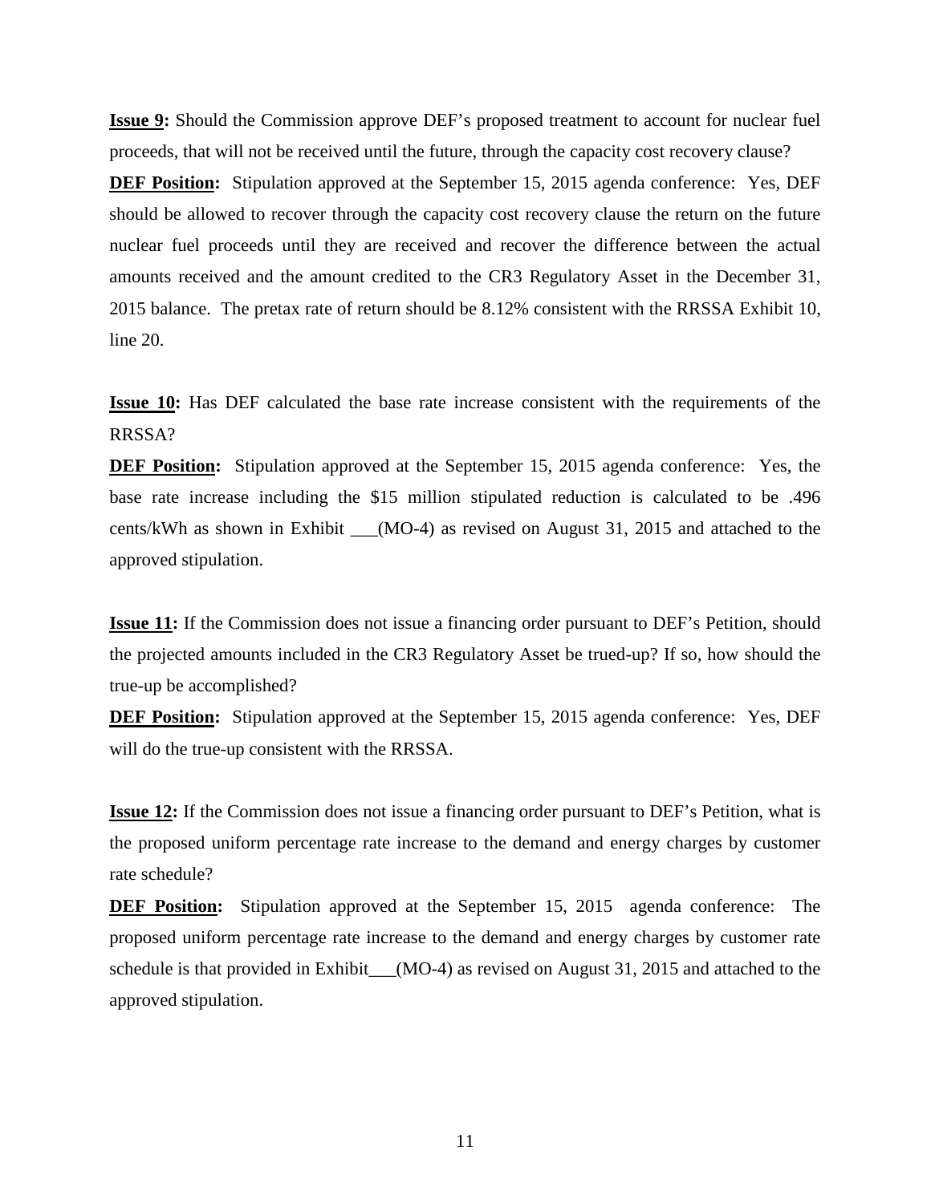**Issue 9:** Should the Commission approve DEF's proposed treatment to account for nuclear fuel proceeds, that will not be received until the future, through the capacity cost recovery clause?

**DEF Position:** Stipulation approved at the September 15, 2015 agenda conference: Yes, DEF should be allowed to recover through the capacity cost recovery clause the return on the future nuclear fuel proceeds until they are received and recover the difference between the actual amounts received and the amount credited to the CR3 Regulatory Asset in the December 31, 2015 balance. The pretax rate of return should be 8.12% consistent with the RRSSA Exhibit 10, line 20.

**Issue 10:** Has DEF calculated the base rate increase consistent with the requirements of the RRSSA?

**DEF Position:** Stipulation approved at the September 15, 2015 agenda conference: Yes, the base rate increase including the $15 million stipulated reduction is calculated to be .496 cents/kWh as shown in Exhibit ___(MO-4) as revised on August 31, 2015 and attached to the approved stipulation.

**Issue 11:** If the Commission does not issue a financing order pursuant to DEF's Petition, should the projected amounts included in the CR3 Regulatory Asset be trued-up? If so, how should the true-up be accomplished?

**DEF Position:** Stipulation approved at the September 15, 2015 agenda conference: Yes, DEF will do the true-up consistent with the RRSSA.

**Issue 12:** If the Commission does not issue a financing order pursuant to DEF's Petition, what is the proposed uniform percentage rate increase to the demand and energy charges by customer rate schedule?

**DEF Position:** Stipulation approved at the September 15, 2015 agenda conference: The proposed uniform percentage rate increase to the demand and energy charges by customer rate schedule is that provided in Exhibit___(MO-4) as revised on August 31, 2015 and attached to the approved stipulation.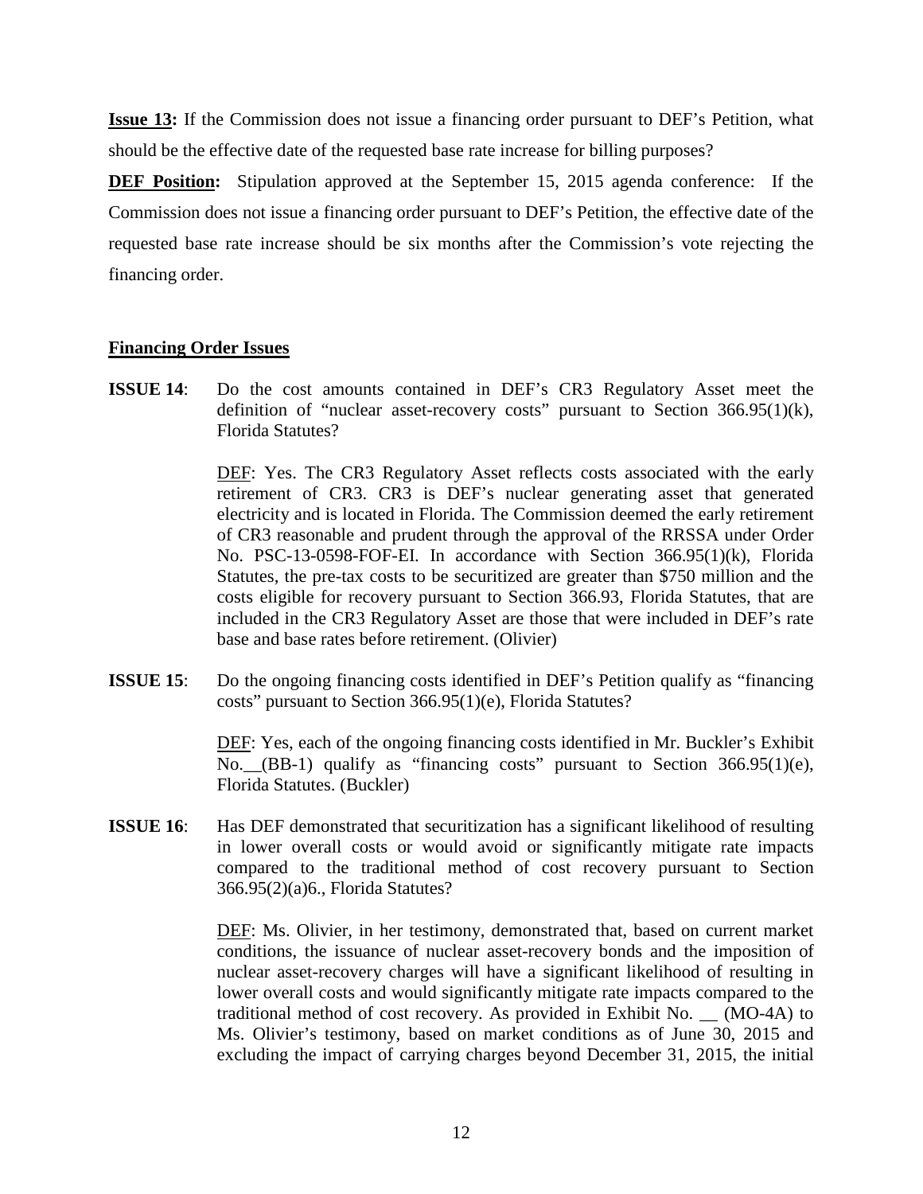**Issue 13:** If the Commission does not issue a financing order pursuant to DEF's Petition, what should be the effective date of the requested base rate increase for billing purposes?

**DEF Position:** Stipulation approved at the September 15, 2015 agenda conference: If the Commission does not issue a financing order pursuant to DEF's Petition, the effective date of the requested base rate increase should be six months after the Commission's vote rejecting the financing order.

**Financing Order Issues**

**ISSUE 14**: Do the cost amounts contained in DEF's CR3 Regulatory Asset meet the definition of "nuclear asset-recovery costs" pursuant to Section 366.95(1)(k), Florida Statutes?

DEF: Yes. The CR3 Regulatory Asset reflects costs associated with the early retirement of CR3. CR3 is DEF's nuclear generating asset that generated electricity and is located in Florida. The Commission deemed the early retirement of CR3 reasonable and prudent through the approval of the RRSSA under Order No. PSC-13-0598-FOF-EI. In accordance with Section 366.95(1)(k), Florida Statutes, the pre-tax costs to be securitized are greater than $750 million and the costs eligible for recovery pursuant to Section 366.93, Florida Statutes, that are included in the CR3 Regulatory Asset are those that were included in DEF's rate base and base rates before retirement. (Olivier)

**ISSUE 15**: Do the ongoing financing costs identified in DEF's Petition qualify as "financing costs" pursuant to Section 366.95(1)(e), Florida Statutes?

DEF: Yes, each of the ongoing financing costs identified in Mr. Buckler's Exhibit No.__(BB-1) qualify as "financing costs" pursuant to Section 366.95(1)(e), Florida Statutes. (Buckler)

**ISSUE 16**: Has DEF demonstrated that securitization has a significant likelihood of resulting in lower overall costs or would avoid or significantly mitigate rate impacts compared to the traditional method of cost recovery pursuant to Section 366.95(2)(a)6., Florida Statutes?

DEF: Ms. Olivier, in her testimony, demonstrated that, based on current market conditions, the issuance of nuclear asset-recovery bonds and the imposition of nuclear asset-recovery charges will have a significant likelihood of resulting in lower overall costs and would significantly mitigate rate impacts compared to the traditional method of cost recovery. As provided in Exhibit No. __ (MO-4A) to Ms. Olivier's testimony, based on market conditions as of June 30, 2015 and excluding the impact of carrying charges beyond December 31, 2015, the initial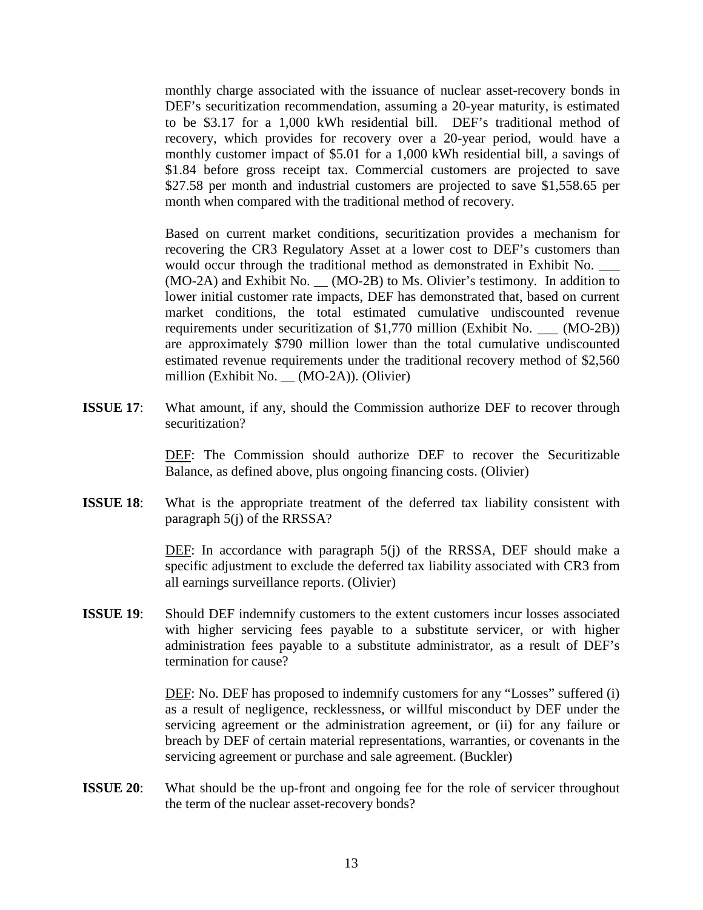monthly charge associated with the issuance of nuclear asset-recovery bonds in DEF's securitization recommendation, assuming a 20-year maturity, is estimated to be $3.17 for a 1,000 kWh residential bill. DEF's traditional method of recovery, which provides for recovery over a 20-year period, would have a monthly customer impact of $5.01 for a 1,000 kWh residential bill, a savings of $1.84 before gross receipt tax. Commercial customers are projected to save $27.58 per month and industrial customers are projected to save $1,558.65 per month when compared with the traditional method of recovery.

Based on current market conditions, securitization provides a mechanism for recovering the CR3 Regulatory Asset at a lower cost to DEF's customers than would occur through the traditional method as demonstrated in Exhibit No. ___ (MO-2A) and Exhibit No. __ (MO-2B) to Ms. Olivier's testimony. In addition to lower initial customer rate impacts, DEF has demonstrated that, based on current market conditions, the total estimated cumulative undiscounted revenue requirements under securitization of $1,770 million (Exhibit No. ___ (MO-2B)) are approximately $790 million lower than the total cumulative undiscounted estimated revenue requirements under the traditional recovery method of $2,560 million (Exhibit No. __ (MO-2A)). (Olivier)

**ISSUE 17**: What amount, if any, should the Commission authorize DEF to recover through securitization?

DEF: The Commission should authorize DEF to recover the Securitizable Balance, as defined above, plus ongoing financing costs. (Olivier)

**ISSUE 18**: What is the appropriate treatment of the deferred tax liability consistent with paragraph 5(j) of the RRSSA?

DEF: In accordance with paragraph 5(j) of the RRSSA, DEF should make a specific adjustment to exclude the deferred tax liability associated with CR3 from all earnings surveillance reports. (Olivier)

**ISSUE 19**: Should DEF indemnify customers to the extent customers incur losses associated with higher servicing fees payable to a substitute servicer, or with higher administration fees payable to a substitute administrator, as a result of DEF's termination for cause?

DEF: No. DEF has proposed to indemnify customers for any "Losses" suffered (i) as a result of negligence, recklessness, or willful misconduct by DEF under the servicing agreement or the administration agreement, or (ii) for any failure or breach by DEF of certain material representations, warranties, or covenants in the servicing agreement or purchase and sale agreement. (Buckler)

**ISSUE 20**: What should be the up-front and ongoing fee for the role of servicer throughout the term of the nuclear asset-recovery bonds?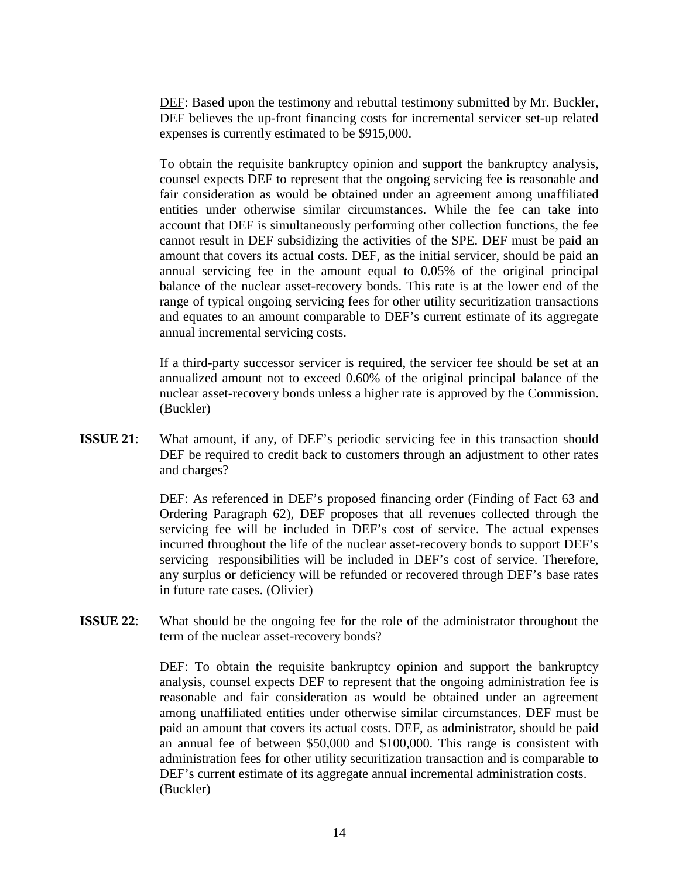DEF: Based upon the testimony and rebuttal testimony submitted by Mr. Buckler, DEF believes the up-front financing costs for incremental servicer set-up related expenses is currently estimated to be $915,000.

To obtain the requisite bankruptcy opinion and support the bankruptcy analysis, counsel expects DEF to represent that the ongoing servicing fee is reasonable and fair consideration as would be obtained under an agreement among unaffiliated entities under otherwise similar circumstances. While the fee can take into account that DEF is simultaneously performing other collection functions, the fee cannot result in DEF subsidizing the activities of the SPE. DEF must be paid an amount that covers its actual costs. DEF, as the initial servicer, should be paid an annual servicing fee in the amount equal to 0.05% of the original principal balance of the nuclear asset-recovery bonds. This rate is at the lower end of the range of typical ongoing servicing fees for other utility securitization transactions and equates to an amount comparable to DEF's current estimate of its aggregate annual incremental servicing costs.

If a third-party successor servicer is required, the servicer fee should be set at an annualized amount not to exceed 0.60% of the original principal balance of the nuclear asset-recovery bonds unless a higher rate is approved by the Commission. (Buckler)

**ISSUE 21**: What amount, if any, of DEF's periodic servicing fee in this transaction should DEF be required to credit back to customers through an adjustment to other rates and charges?

DEF: As referenced in DEF's proposed financing order (Finding of Fact 63 and Ordering Paragraph 62), DEF proposes that all revenues collected through the servicing fee will be included in DEF's cost of service. The actual expenses incurred throughout the life of the nuclear asset-recovery bonds to support DEF's servicing responsibilities will be included in DEF's cost of service. Therefore, any surplus or deficiency will be refunded or recovered through DEF's base rates in future rate cases. (Olivier)

**ISSUE 22**: What should be the ongoing fee for the role of the administrator throughout the term of the nuclear asset-recovery bonds?

DEF: To obtain the requisite bankruptcy opinion and support the bankruptcy analysis, counsel expects DEF to represent that the ongoing administration fee is reasonable and fair consideration as would be obtained under an agreement among unaffiliated entities under otherwise similar circumstances. DEF must be paid an amount that covers its actual costs. DEF, as administrator, should be paid an annual fee of between $50,000 and $100,000. This range is consistent with administration fees for other utility securitization transaction and is comparable to DEF's current estimate of its aggregate annual incremental administration costs. (Buckler)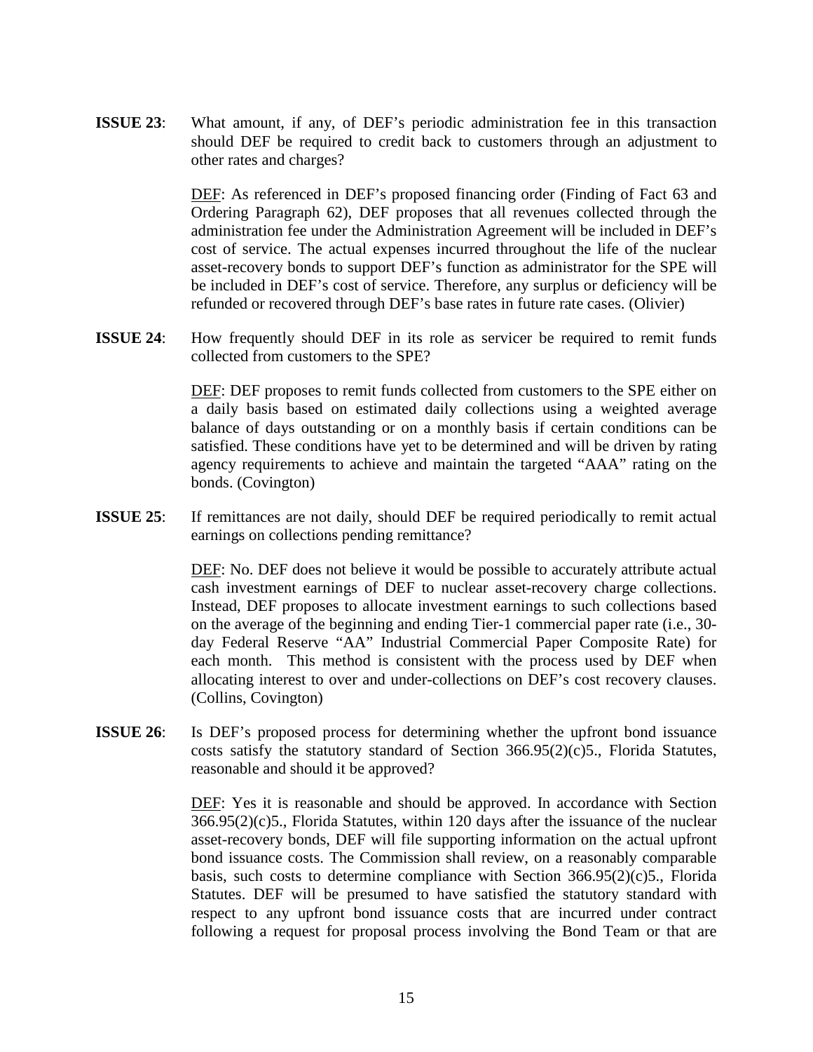**ISSUE 23**: What amount, if any, of DEF's periodic administration fee in this transaction should DEF be required to credit back to customers through an adjustment to other rates and charges?

<u>DEF</u>: As referenced in DEF's proposed financing order (Finding of Fact 63 and Ordering Paragraph 62), DEF proposes that all revenues collected through the administration fee under the Administration Agreement will be included in DEF's cost of service. The actual expenses incurred throughout the life of the nuclear asset-recovery bonds to support DEF's function as administrator for the SPE will be included in DEF's cost of service. Therefore, any surplus or deficiency will be refunded or recovered through DEF's base rates in future rate cases. (Olivier)

**ISSUE 24**: How frequently should DEF in its role as servicer be required to remit funds collected from customers to the SPE?

<u>DEF</u>: DEF proposes to remit funds collected from customers to the SPE either on a daily basis based on estimated daily collections using a weighted average balance of days outstanding or on a monthly basis if certain conditions can be satisfied. These conditions have yet to be determined and will be driven by rating agency requirements to achieve and maintain the targeted "AAA" rating on the bonds. (Covington)

**ISSUE 25**: If remittances are not daily, should DEF be required periodically to remit actual earnings on collections pending remittance?

<u>DEF</u>: No. DEF does not believe it would be possible to accurately attribute actual cash investment earnings of DEF to nuclear asset-recovery charge collections. Instead, DEF proposes to allocate investment earnings to such collections based on the average of the beginning and ending Tier-1 commercial paper rate (i.e., 30-day Federal Reserve "AA" Industrial Commercial Paper Composite Rate) for each month. This method is consistent with the process used by DEF when allocating interest to over and under-collections on DEF's cost recovery clauses. (Collins, Covington)

**ISSUE 26**: Is DEF's proposed process for determining whether the upfront bond issuance costs satisfy the statutory standard of Section 366.95(2)(c)5., Florida Statutes, reasonable and should it be approved?

<u>DEF</u>: Yes it is reasonable and should be approved. In accordance with Section 366.95(2)(c)5., Florida Statutes, within 120 days after the issuance of the nuclear asset-recovery bonds, DEF will file supporting information on the actual upfront bond issuance costs. The Commission shall review, on a reasonably comparable basis, such costs to determine compliance with Section 366.95(2)(c)5., Florida Statutes. DEF will be presumed to have satisfied the statutory standard with respect to any upfront bond issuance costs that are incurred under contract following a request for proposal process involving the Bond Team or that are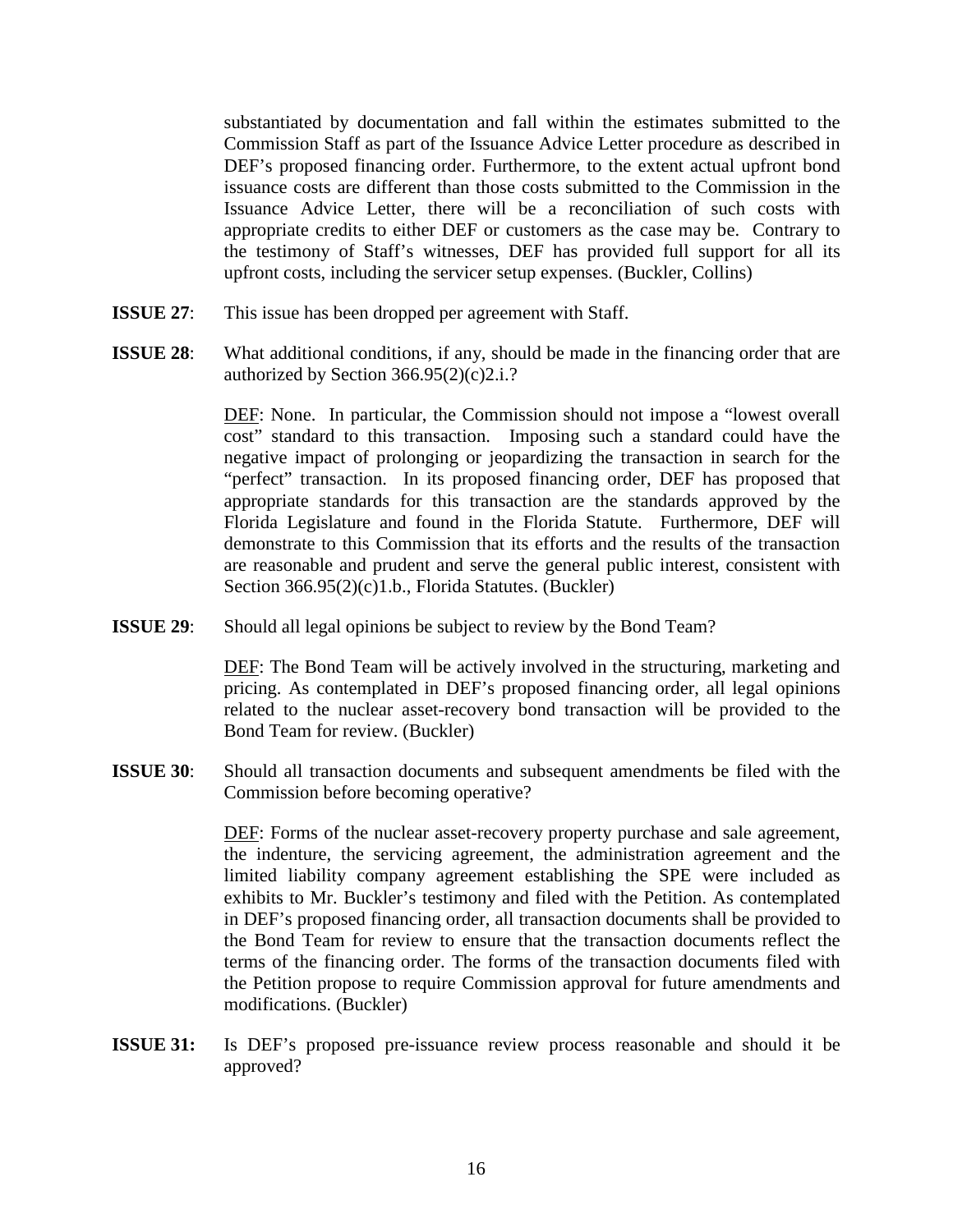substantiated by documentation and fall within the estimates submitted to the Commission Staff as part of the Issuance Advice Letter procedure as described in DEF's proposed financing order. Furthermore, to the extent actual upfront bond issuance costs are different than those costs submitted to the Commission in the Issuance Advice Letter, there will be a reconciliation of such costs with appropriate credits to either DEF or customers as the case may be. Contrary to the testimony of Staff's witnesses, DEF has provided full support for all its upfront costs, including the servicer setup expenses. (Buckler, Collins)

**ISSUE 27**: This issue has been dropped per agreement with Staff.

**ISSUE 28**: What additional conditions, if any, should be made in the financing order that are authorized by Section 366.95(2)(c)2.i.?

DEF: None. In particular, the Commission should not impose a "lowest overall cost" standard to this transaction. Imposing such a standard could have the negative impact of prolonging or jeopardizing the transaction in search for the "perfect" transaction. In its proposed financing order, DEF has proposed that appropriate standards for this transaction are the standards approved by the Florida Legislature and found in the Florida Statute. Furthermore, DEF will demonstrate to this Commission that its efforts and the results of the transaction are reasonable and prudent and serve the general public interest, consistent with Section 366.95(2)(c)1.b., Florida Statutes. (Buckler)

**ISSUE 29**: Should all legal opinions be subject to review by the Bond Team?

DEF: The Bond Team will be actively involved in the structuring, marketing and pricing. As contemplated in DEF's proposed financing order, all legal opinions related to the nuclear asset-recovery bond transaction will be provided to the Bond Team for review. (Buckler)

**ISSUE 30**: Should all transaction documents and subsequent amendments be filed with the Commission before becoming operative?

DEF: Forms of the nuclear asset-recovery property purchase and sale agreement, the indenture, the servicing agreement, the administration agreement and the limited liability company agreement establishing the SPE were included as exhibits to Mr. Buckler's testimony and filed with the Petition. As contemplated in DEF's proposed financing order, all transaction documents shall be provided to the Bond Team for review to ensure that the transaction documents reflect the terms of the financing order. The forms of the transaction documents filed with the Petition propose to require Commission approval for future amendments and modifications. (Buckler)

**ISSUE 31:** Is DEF's proposed pre-issuance review process reasonable and should it be approved?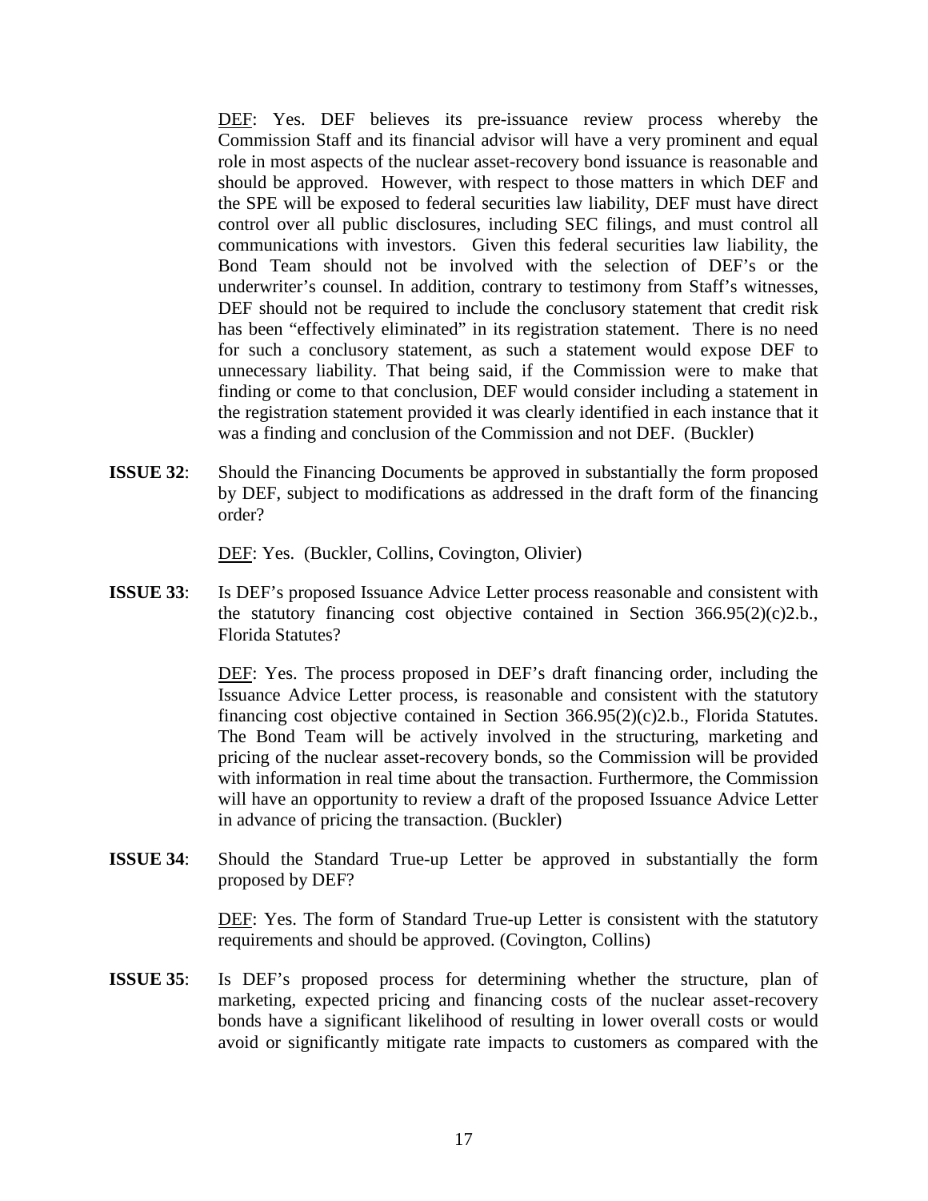DEF: Yes. DEF believes its pre-issuance review process whereby the Commission Staff and its financial advisor will have a very prominent and equal role in most aspects of the nuclear asset-recovery bond issuance is reasonable and should be approved. However, with respect to those matters in which DEF and the SPE will be exposed to federal securities law liability, DEF must have direct control over all public disclosures, including SEC filings, and must control all communications with investors. Given this federal securities law liability, the Bond Team should not be involved with the selection of DEF's or the underwriter's counsel. In addition, contrary to testimony from Staff's witnesses, DEF should not be required to include the conclusory statement that credit risk has been "effectively eliminated" in its registration statement. There is no need for such a conclusory statement, as such a statement would expose DEF to unnecessary liability. That being said, if the Commission were to make that finding or come to that conclusion, DEF would consider including a statement in the registration statement provided it was clearly identified in each instance that it was a finding and conclusion of the Commission and not DEF. (Buckler)

**ISSUE 32**: Should the Financing Documents be approved in substantially the form proposed by DEF, subject to modifications as addressed in the draft form of the financing order?

DEF: Yes. (Buckler, Collins, Covington, Olivier)

**ISSUE 33**: Is DEF's proposed Issuance Advice Letter process reasonable and consistent with the statutory financing cost objective contained in Section 366.95(2)(c)2.b., Florida Statutes?

DEF: Yes. The process proposed in DEF's draft financing order, including the Issuance Advice Letter process, is reasonable and consistent with the statutory financing cost objective contained in Section 366.95(2)(c)2.b., Florida Statutes. The Bond Team will be actively involved in the structuring, marketing and pricing of the nuclear asset-recovery bonds, so the Commission will be provided with information in real time about the transaction. Furthermore, the Commission will have an opportunity to review a draft of the proposed Issuance Advice Letter in advance of pricing the transaction. (Buckler)

**ISSUE 34**: Should the Standard True-up Letter be approved in substantially the form proposed by DEF?

DEF: Yes. The form of Standard True-up Letter is consistent with the statutory requirements and should be approved. (Covington, Collins)

**ISSUE 35**: Is DEF's proposed process for determining whether the structure, plan of marketing, expected pricing and financing costs of the nuclear asset-recovery bonds have a significant likelihood of resulting in lower overall costs or would avoid or significantly mitigate rate impacts to customers as compared with the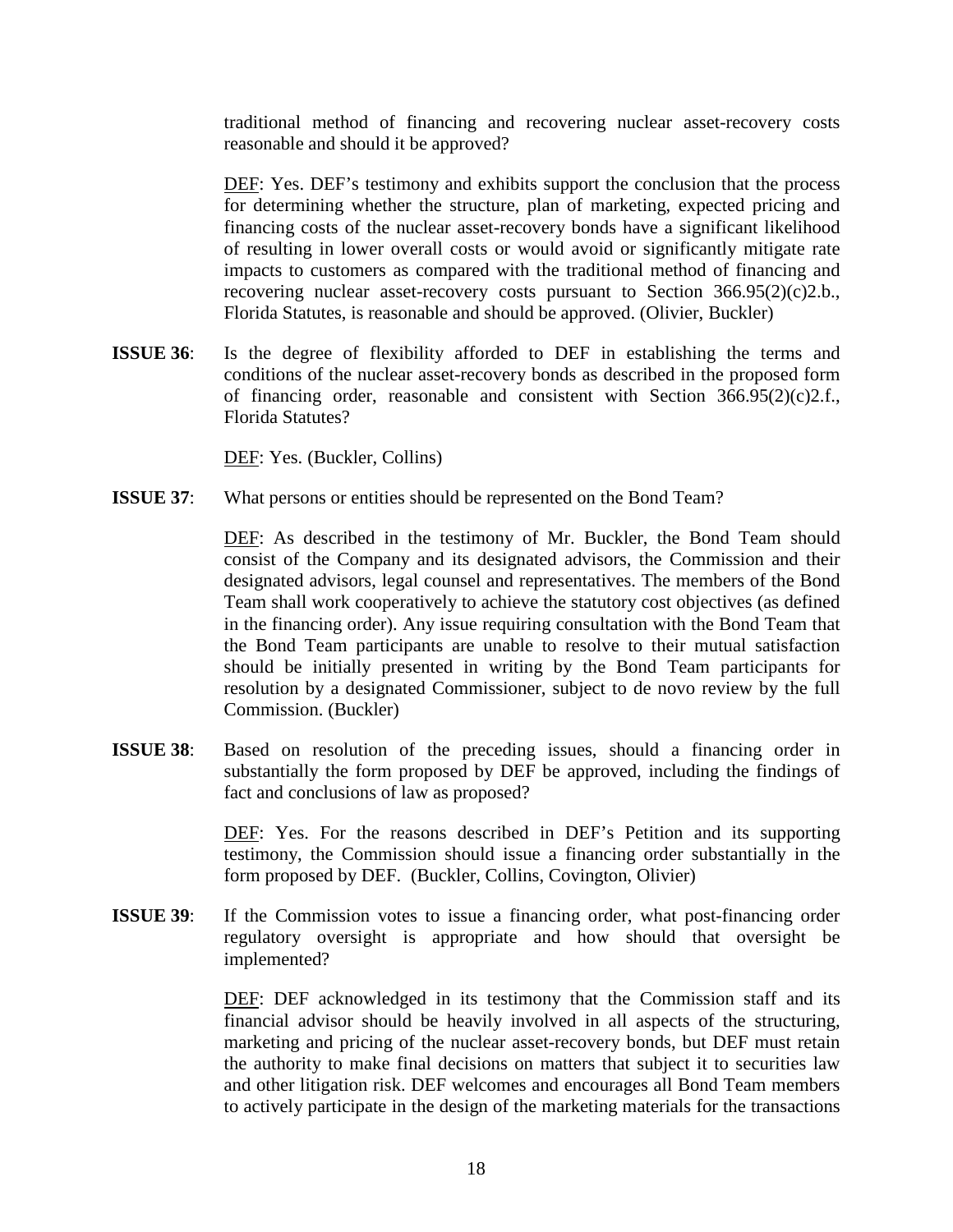traditional method of financing and recovering nuclear asset-recovery costs reasonable and should it be approved?

DEF: Yes. DEF's testimony and exhibits support the conclusion that the process for determining whether the structure, plan of marketing, expected pricing and financing costs of the nuclear asset-recovery bonds have a significant likelihood of resulting in lower overall costs or would avoid or significantly mitigate rate impacts to customers as compared with the traditional method of financing and recovering nuclear asset-recovery costs pursuant to Section 366.95(2)(c)2.b., Florida Statutes, is reasonable and should be approved. (Olivier, Buckler)

**ISSUE 36**: Is the degree of flexibility afforded to DEF in establishing the terms and conditions of the nuclear asset-recovery bonds as described in the proposed form of financing order, reasonable and consistent with Section 366.95(2)(c)2.f., Florida Statutes?

DEF: Yes. (Buckler, Collins)

**ISSUE 37**: What persons or entities should be represented on the Bond Team?

DEF: As described in the testimony of Mr. Buckler, the Bond Team should consist of the Company and its designated advisors, the Commission and their designated advisors, legal counsel and representatives. The members of the Bond Team shall work cooperatively to achieve the statutory cost objectives (as defined in the financing order). Any issue requiring consultation with the Bond Team that the Bond Team participants are unable to resolve to their mutual satisfaction should be initially presented in writing by the Bond Team participants for resolution by a designated Commissioner, subject to de novo review by the full Commission. (Buckler)

**ISSUE 38**: Based on resolution of the preceding issues, should a financing order in substantially the form proposed by DEF be approved, including the findings of fact and conclusions of law as proposed?

DEF: Yes. For the reasons described in DEF's Petition and its supporting testimony, the Commission should issue a financing order substantially in the form proposed by DEF. (Buckler, Collins, Covington, Olivier)

**ISSUE 39**: If the Commission votes to issue a financing order, what post-financing order regulatory oversight is appropriate and how should that oversight be implemented?

DEF: DEF acknowledged in its testimony that the Commission staff and its financial advisor should be heavily involved in all aspects of the structuring, marketing and pricing of the nuclear asset-recovery bonds, but DEF must retain the authority to make final decisions on matters that subject it to securities law and other litigation risk. DEF welcomes and encourages all Bond Team members to actively participate in the design of the marketing materials for the transactions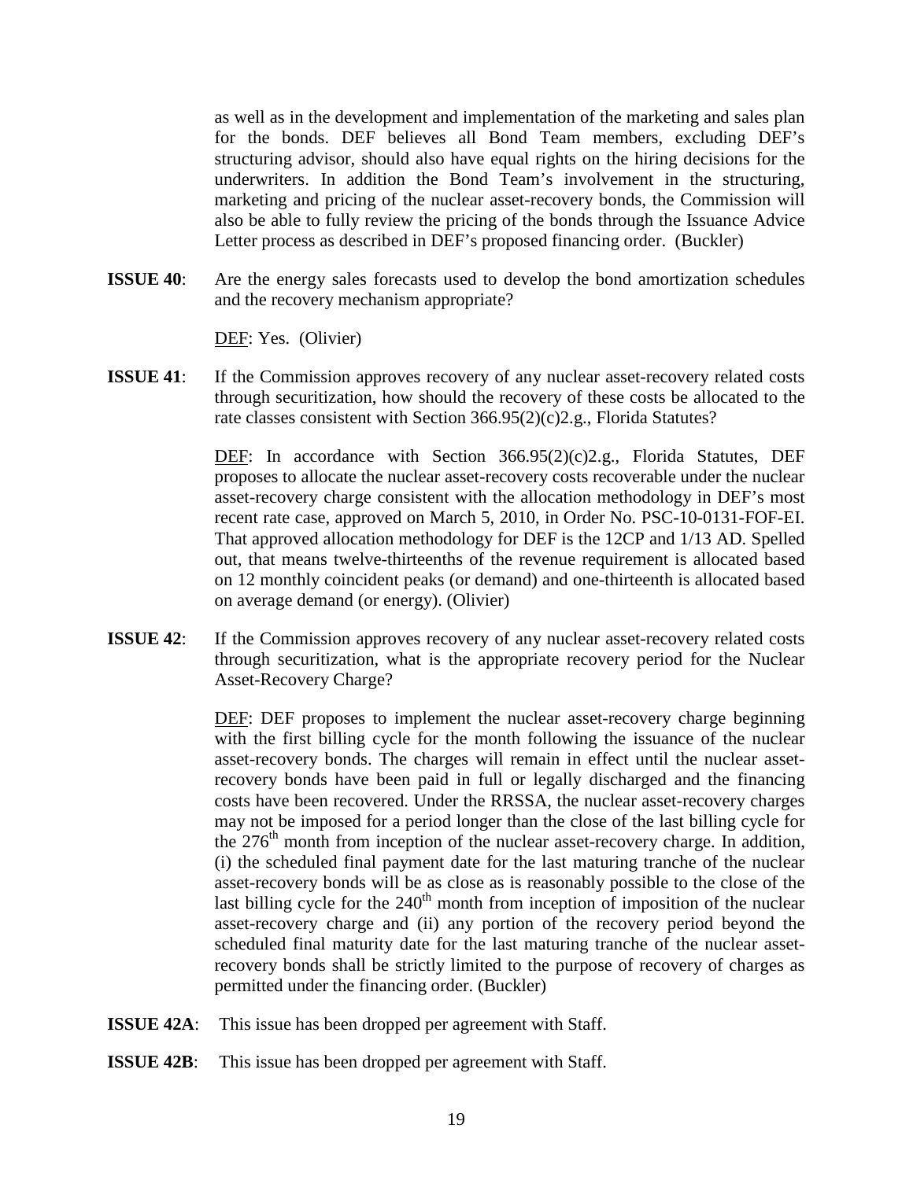as well as in the development and implementation of the marketing and sales plan for the bonds. DEF believes all Bond Team members, excluding DEF's structuring advisor, should also have equal rights on the hiring decisions for the underwriters. In addition the Bond Team's involvement in the structuring, marketing and pricing of the nuclear asset-recovery bonds, the Commission will also be able to fully review the pricing of the bonds through the Issuance Advice Letter process as described in DEF's proposed financing order. (Buckler)

**ISSUE 40**: Are the energy sales forecasts used to develop the bond amortization schedules and the recovery mechanism appropriate?

DEF: Yes. (Olivier)

**ISSUE 41**: If the Commission approves recovery of any nuclear asset-recovery related costs through securitization, how should the recovery of these costs be allocated to the rate classes consistent with Section 366.95(2)(c)2.g., Florida Statutes?

DEF: In accordance with Section 366.95(2)(c)2.g., Florida Statutes, DEF proposes to allocate the nuclear asset-recovery costs recoverable under the nuclear asset-recovery charge consistent with the allocation methodology in DEF's most recent rate case, approved on March 5, 2010, in Order No. PSC-10-0131-FOF-EI. That approved allocation methodology for DEF is the 12CP and 1/13 AD. Spelled out, that means twelve-thirteenths of the revenue requirement is allocated based on 12 monthly coincident peaks (or demand) and one-thirteenth is allocated based on average demand (or energy). (Olivier)

**ISSUE 42**: If the Commission approves recovery of any nuclear asset-recovery related costs through securitization, what is the appropriate recovery period for the Nuclear Asset-Recovery Charge?

DEF: DEF proposes to implement the nuclear asset-recovery charge beginning with the first billing cycle for the month following the issuance of the nuclear asset-recovery bonds. The charges will remain in effect until the nuclear asset-recovery bonds have been paid in full or legally discharged and the financing costs have been recovered. Under the RRSSA, the nuclear asset-recovery charges may not be imposed for a period longer than the close of the last billing cycle for the 276th month from inception of the nuclear asset-recovery charge. In addition, (i) the scheduled final payment date for the last maturing tranche of the nuclear asset-recovery bonds will be as close as is reasonably possible to the close of the last billing cycle for the 240th month from inception of imposition of the nuclear asset-recovery charge and (ii) any portion of the recovery period beyond the scheduled final maturity date for the last maturing tranche of the nuclear asset-recovery bonds shall be strictly limited to the purpose of recovery of charges as permitted under the financing order. (Buckler)

**ISSUE 42A**: This issue has been dropped per agreement with Staff.

**ISSUE 42B**: This issue has been dropped per agreement with Staff.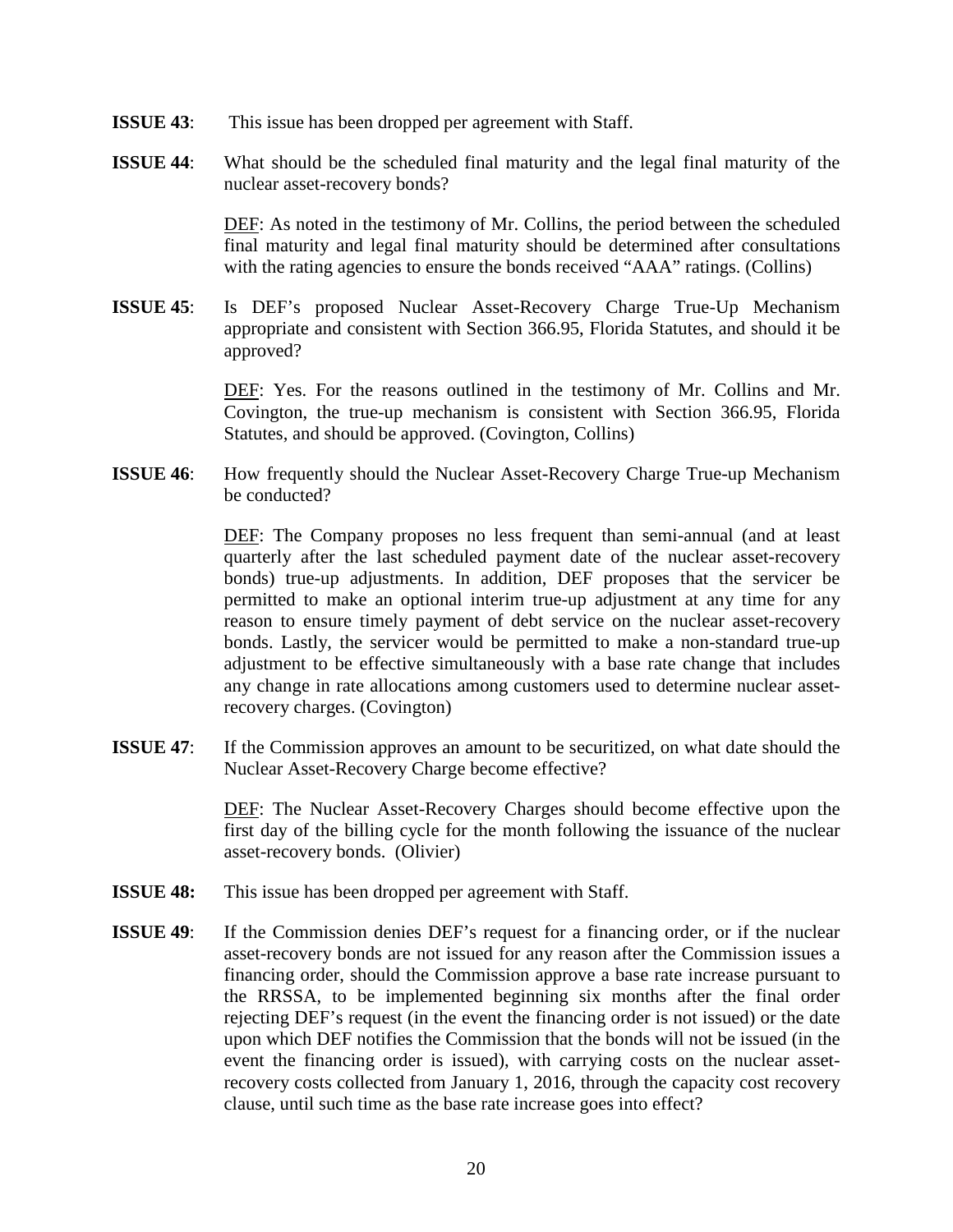**ISSUE 43**: This issue has been dropped per agreement with Staff.

**ISSUE 44**: What should be the scheduled final maturity and the legal final maturity of the nuclear asset-recovery bonds?

DEF: As noted in the testimony of Mr. Collins, the period between the scheduled final maturity and legal final maturity should be determined after consultations with the rating agencies to ensure the bonds received "AAA" ratings. (Collins)

**ISSUE 45**: Is DEF's proposed Nuclear Asset-Recovery Charge True-Up Mechanism appropriate and consistent with Section 366.95, Florida Statutes, and should it be approved?

DEF: Yes. For the reasons outlined in the testimony of Mr. Collins and Mr. Covington, the true-up mechanism is consistent with Section 366.95, Florida Statutes, and should be approved. (Covington, Collins)

**ISSUE 46**: How frequently should the Nuclear Asset-Recovery Charge True-up Mechanism be conducted?

DEF: The Company proposes no less frequent than semi-annual (and at least quarterly after the last scheduled payment date of the nuclear asset-recovery bonds) true-up adjustments. In addition, DEF proposes that the servicer be permitted to make an optional interim true-up adjustment at any time for any reason to ensure timely payment of debt service on the nuclear asset-recovery bonds. Lastly, the servicer would be permitted to make a non-standard true-up adjustment to be effective simultaneously with a base rate change that includes any change in rate allocations among customers used to determine nuclear asset-recovery charges. (Covington)

**ISSUE 47**: If the Commission approves an amount to be securitized, on what date should the Nuclear Asset-Recovery Charge become effective?

DEF: The Nuclear Asset-Recovery Charges should become effective upon the first day of the billing cycle for the month following the issuance of the nuclear asset-recovery bonds. (Olivier)

**ISSUE 48:** This issue has been dropped per agreement with Staff.

**ISSUE 49**: If the Commission denies DEF's request for a financing order, or if the nuclear asset-recovery bonds are not issued for any reason after the Commission issues a financing order, should the Commission approve a base rate increase pursuant to the RRSSA, to be implemented beginning six months after the final order rejecting DEF's request (in the event the financing order is not issued) or the date upon which DEF notifies the Commission that the bonds will not be issued (in the event the financing order is issued), with carrying costs on the nuclear asset-recovery costs collected from January 1, 2016, through the capacity cost recovery clause, until such time as the base rate increase goes into effect?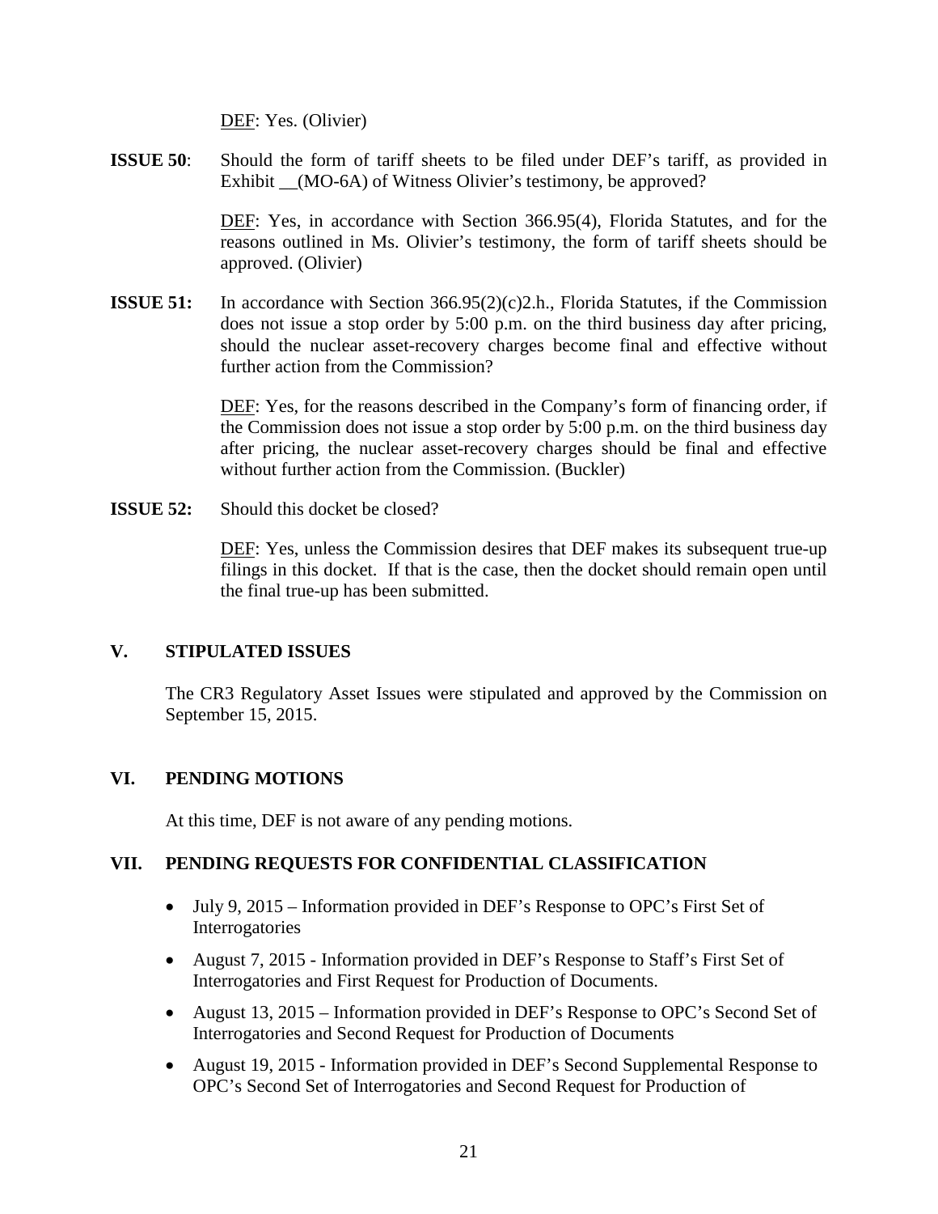DEF: Yes. (Olivier)

**ISSUE 50**: Should the form of tariff sheets to be filed under DEF's tariff, as provided in Exhibit __(MO-6A) of Witness Olivier's testimony, be approved?

DEF: Yes, in accordance with Section 366.95(4), Florida Statutes, and for the reasons outlined in Ms. Olivier's testimony, the form of tariff sheets should be approved. (Olivier)

**ISSUE 51:** In accordance with Section 366.95(2)(c)2.h., Florida Statutes, if the Commission does not issue a stop order by 5:00 p.m. on the third business day after pricing, should the nuclear asset-recovery charges become final and effective without further action from the Commission?

DEF: Yes, for the reasons described in the Company's form of financing order, if the Commission does not issue a stop order by 5:00 p.m. on the third business day after pricing, the nuclear asset-recovery charges should be final and effective without further action from the Commission. (Buckler)

**ISSUE 52:** Should this docket be closed?

DEF: Yes, unless the Commission desires that DEF makes its subsequent true-up filings in this docket. If that is the case, then the docket should remain open until the final true-up has been submitted.

## V. STIPULATED ISSUES

The CR3 Regulatory Asset Issues were stipulated and approved by the Commission on September 15, 2015.

## VI. PENDING MOTIONS

At this time, DEF is not aware of any pending motions.

## VII. PENDING REQUESTS FOR CONFIDENTIAL CLASSIFICATION

- July 9, 2015 – Information provided in DEF's Response to OPC's First Set of Interrogatories
- August 7, 2015 - Information provided in DEF's Response to Staff's First Set of Interrogatories and First Request for Production of Documents.
- August 13, 2015 – Information provided in DEF's Response to OPC's Second Set of Interrogatories and Second Request for Production of Documents
- August 19, 2015 - Information provided in DEF's Second Supplemental Response to OPC's Second Set of Interrogatories and Second Request for Production of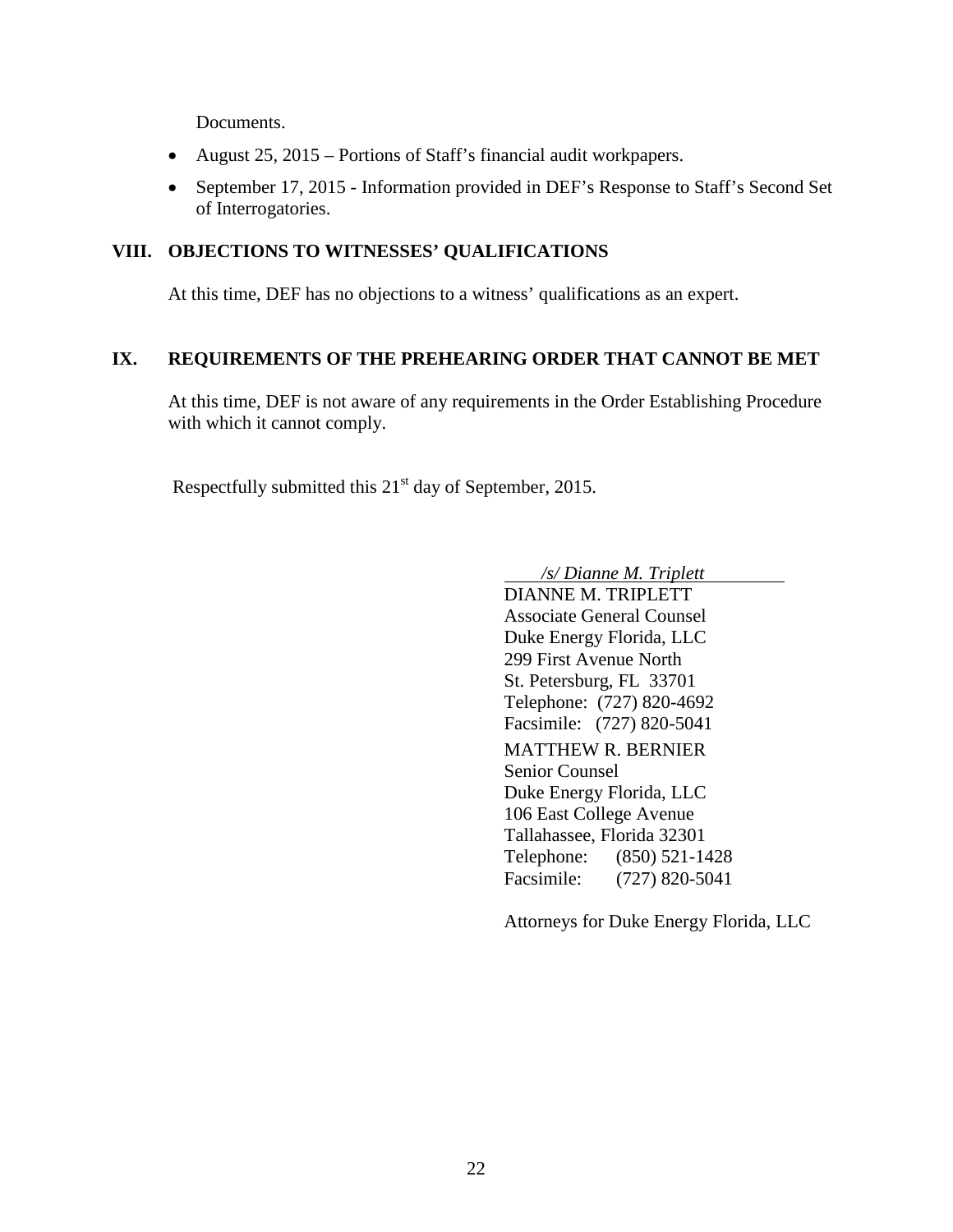Documents.

- August 25, 2015 – Portions of Staff's financial audit workpapers.
- September 17, 2015 - Information provided in DEF's Response to Staff's Second Set of Interrogatories.

## VIII. OBJECTIONS TO WITNESSES' QUALIFICATIONS

At this time, DEF has no objections to a witness' qualifications as an expert.

## IX. REQUIREMENTS OF THE PREHEARING ORDER THAT CANNOT BE MET

At this time, DEF is not aware of any requirements in the Order Establishing Procedure with which it cannot comply.

Respectfully submitted this 21st day of September, 2015.

*/s/ Dianne M. Triplett*
DIANNE M. TRIPLETT
Associate General Counsel
Duke Energy Florida, LLC
299 First Avenue North
St. Petersburg, FL 33701
Telephone: (727) 820-4692
Facsimile: (727) 820-5041

MATTHEW R. BERNIER
Senior Counsel
Duke Energy Florida, LLC
106 East College Avenue
Tallahassee, Florida 32301
Telephone: (850) 521-1428
Facsimile: (727) 820-5041

Attorneys for Duke Energy Florida, LLC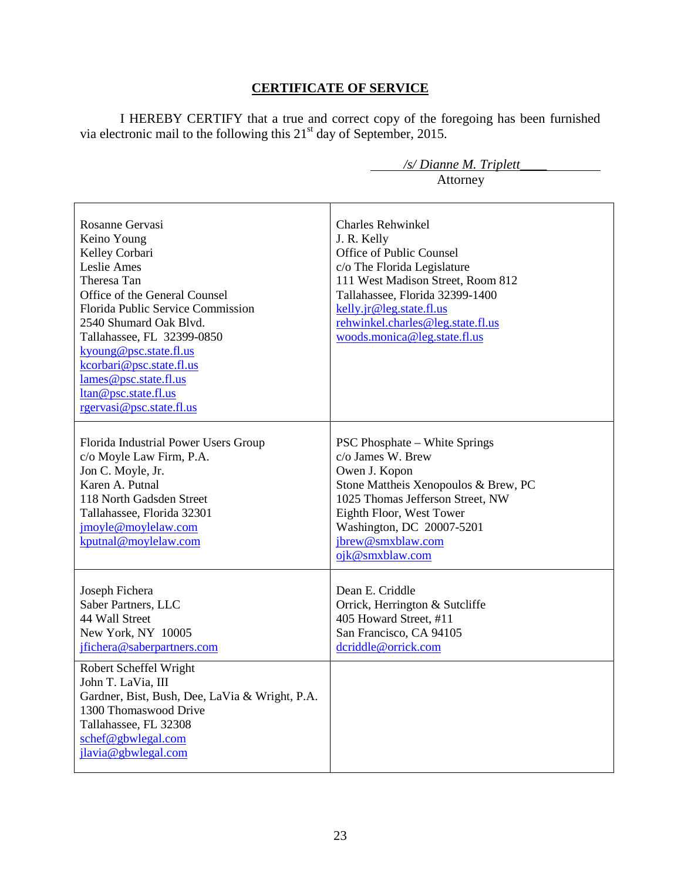## CERTIFICATE OF SERVICE

I HEREBY CERTIFY that a true and correct copy of the foregoing has been furnished via electronic mail to the following this 21st day of September, 2015.

*/s/ Dianne M. Triplett*
Attorney

| | |
|---|---|
| Rosanne Gervasi<br>Keino Young<br>Kelley Corbari<br>Leslie Ames<br>Theresa Tan<br>Office of the General Counsel<br>Florida Public Service Commission<br>2540 Shumard Oak Blvd.<br>Tallahassee, FL 32399-0850<br>kyoung@psc.state.fl.us<br>kcorbari@psc.state.fl.us<br>lames@psc.state.fl.us<br>ltan@psc.state.fl.us<br>rgervasi@psc.state.fl.us | Charles Rehwinkel<br>J. R. Kelly<br>Office of Public Counsel<br>c/o The Florida Legislature<br>111 West Madison Street, Room 812<br>Tallahassee, Florida 32399-1400<br>kelly.jr@leg.state.fl.us<br>rehwinkel.charles@leg.state.fl.us<br>woods.monica@leg.state.fl.us |
| Florida Industrial Power Users Group<br>c/o Moyle Law Firm, P.A.<br>Jon C. Moyle, Jr.<br>Karen A. Putnal<br>118 North Gadsden Street<br>Tallahassee, Florida 32301<br>jmoyle@moylelaw.com<br>kputnal@moylelaw.com | PSC Phosphate – White Springs<br>c/o James W. Brew<br>Owen J. Kopon<br>Stone Mattheis Xenopoulos & Brew, PC<br>1025 Thomas Jefferson Street, NW<br>Eighth Floor, West Tower<br>Washington, DC 20007-5201<br>jbrew@smxblaw.com<br>ojk@smxblaw.com |
| Joseph Fichera<br>Saber Partners, LLC<br>44 Wall Street<br>New York, NY 10005<br>jfichera@saberpartners.com | Dean E. Criddle<br>Orrick, Herrington & Sutcliffe<br>405 Howard Street, #11<br>San Francisco, CA 94105<br>dcriddle@orrick.com |
| Robert Scheffel Wright<br>John T. LaVia, III<br>Gardner, Bist, Bush, Dee, LaVia & Wright, P.A.<br>1300 Thomaswood Drive<br>Tallahassee, FL 32308<br>schef@gbwlegal.com<br>jlavia@gbwlegal.com | |